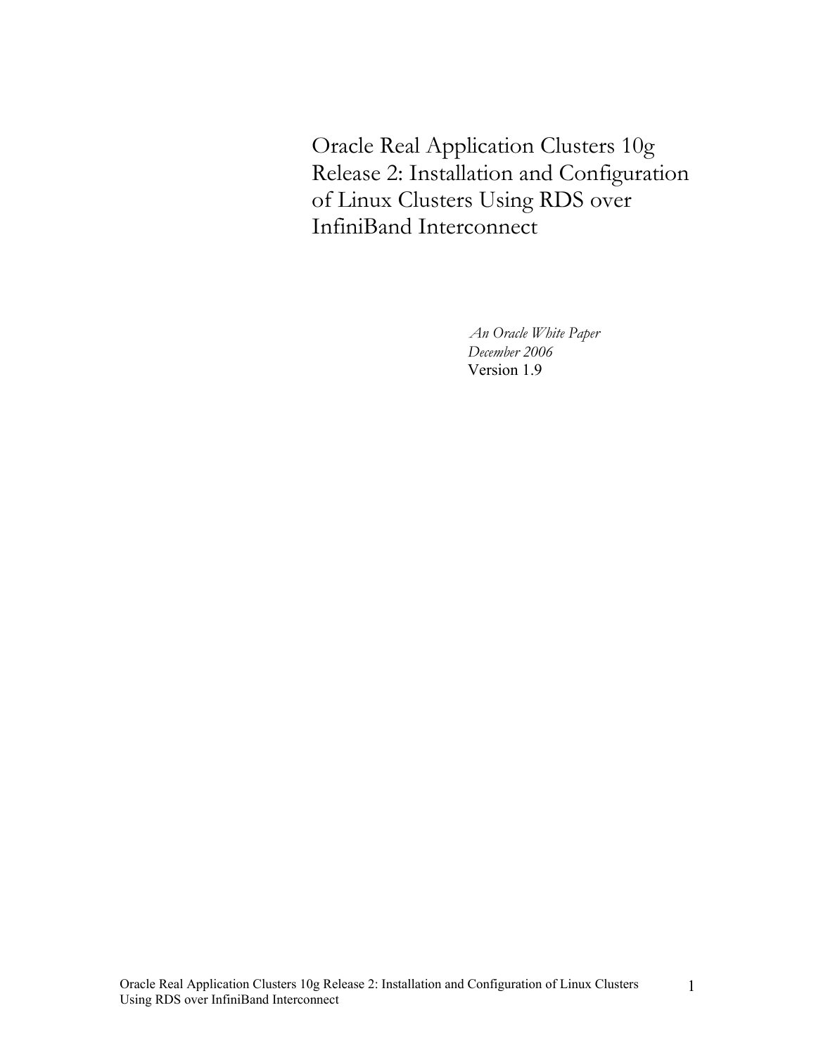# Oracle Real Application Clusters 10g Release 2: Installation and Configuration of Linux Clusters Using RDS over InfiniBand Interconnect

*An Oracle White Paper*
*December 2006*
Version 1.9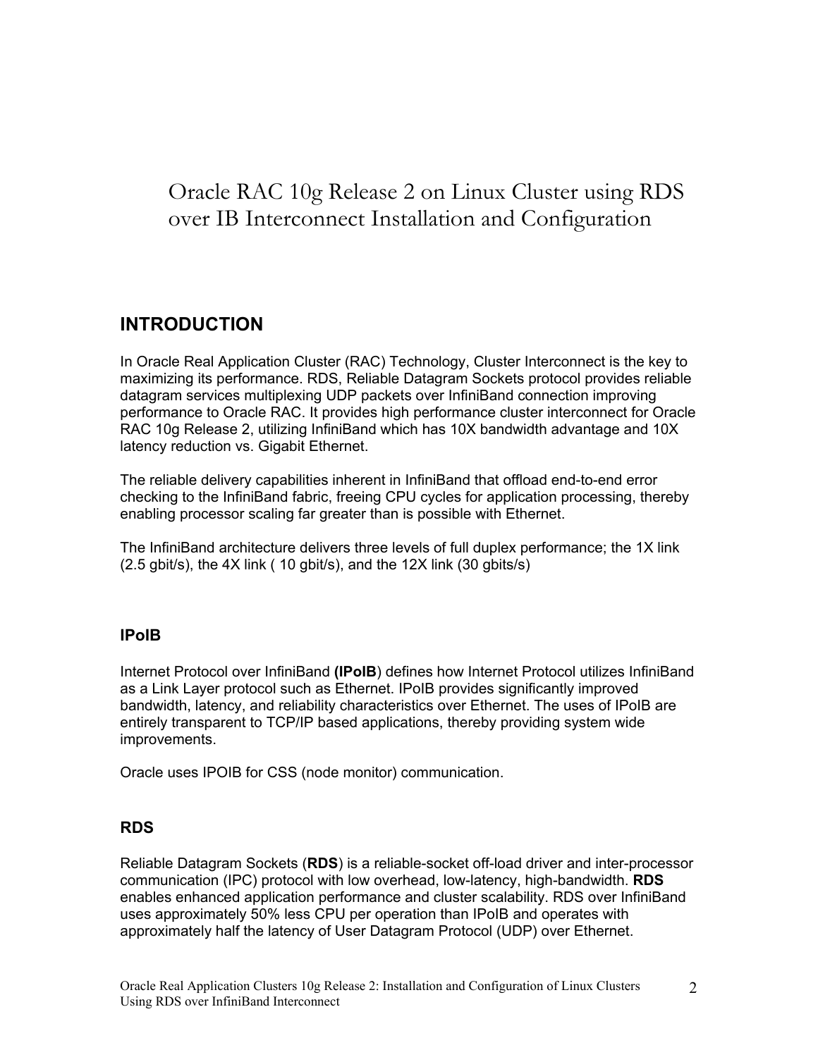# Oracle RAC 10g Release 2 on Linux Cluster using RDS over IB Interconnect Installation and Configuration

## INTRODUCTION

In Oracle Real Application Cluster (RAC) Technology, Cluster Interconnect is the key to maximizing its performance. RDS, Reliable Datagram Sockets protocol provides reliable datagram services multiplexing UDP packets over InfiniBand connection improving performance to Oracle RAC. It provides high performance cluster interconnect for Oracle RAC 10g Release 2, utilizing InfiniBand which has 10X bandwidth advantage and 10X latency reduction vs. Gigabit Ethernet.

The reliable delivery capabilities inherent in InfiniBand that offload end-to-end error checking to the InfiniBand fabric, freeing CPU cycles for application processing, thereby enabling processor scaling far greater than is possible with Ethernet.

The InfiniBand architecture delivers three levels of full duplex performance; the 1X link (2.5 gbit/s), the 4X link ( 10 gbit/s), and the 12X link (30 gbits/s)

### IPoIB

Internet Protocol over InfiniBand **(IPoIB**) defines how Internet Protocol utilizes InfiniBand as a Link Layer protocol such as Ethernet. IPoIB provides significantly improved bandwidth, latency, and reliability characteristics over Ethernet. The uses of IPoIB are entirely transparent to TCP/IP based applications, thereby providing system wide improvements.

Oracle uses IPOIB for CSS (node monitor) communication.

### RDS

Reliable Datagram Sockets (**RDS**) is a reliable-socket off-load driver and inter-processor communication (IPC) protocol with low overhead, low-latency, high-bandwidth. **RDS** enables enhanced application performance and cluster scalability. RDS over InfiniBand uses approximately 50% less CPU per operation than IPoIB and operates with approximately half the latency of User Datagram Protocol (UDP) over Ethernet.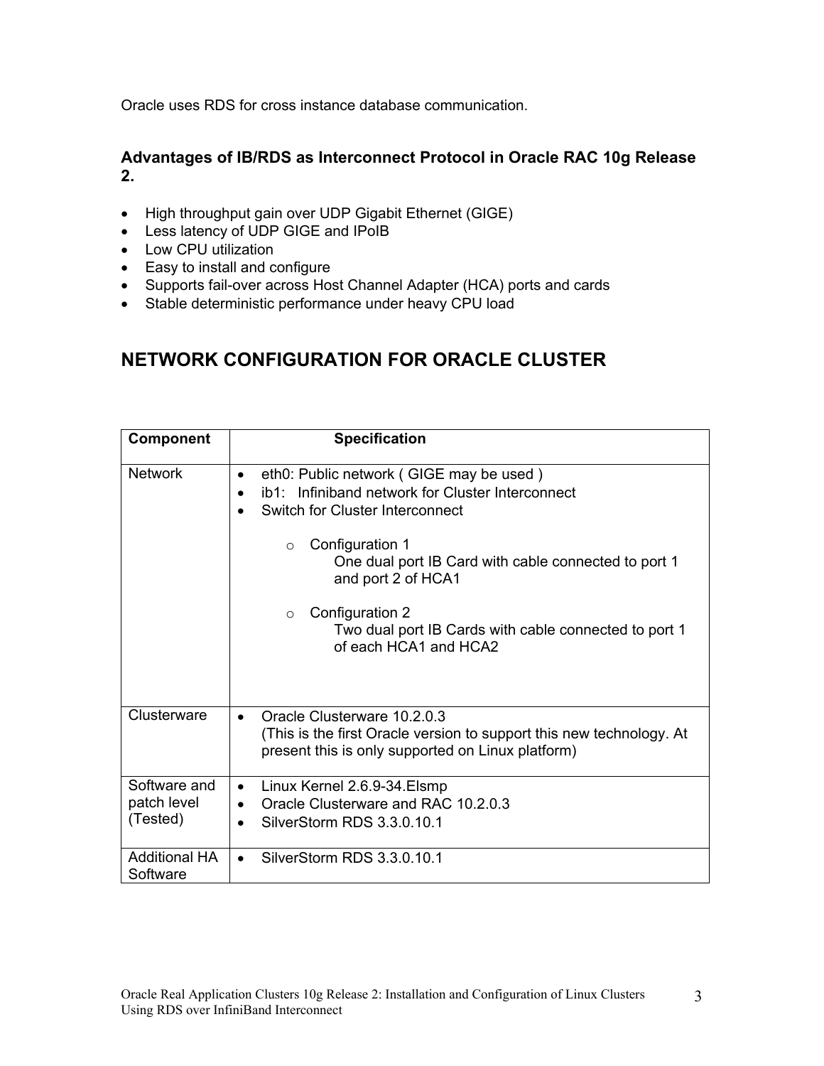Oracle uses RDS for cross instance database communication.

### Advantages of IB/RDS as Interconnect Protocol in Oracle RAC 10g Release 2.

- High throughput gain over UDP Gigabit Ethernet (GIGE)
- Less latency of UDP GIGE and IPoIB
- Low CPU utilization
- Easy to install and configure
- Supports fail-over across Host Channel Adapter (HCA) ports and cards
- Stable deterministic performance under heavy CPU load

## NETWORK CONFIGURATION FOR ORACLE CLUSTER

| Component | Specification |
|---|---|
| Network | • eth0: Public network ( GIGE may be used )<br>• ib1: Infiniband network for Cluster Interconnect<br>• Switch for Cluster Interconnect<br><br>o Configuration 1<br>One dual port IB Card with cable connected to port 1 and port 2 of HCA1<br><br>o Configuration 2<br>Two dual port IB Cards with cable connected to port 1 of each HCA1 and HCA2 |
| Clusterware | • Oracle Clusterware 10.2.0.3<br>(This is the first Oracle version to support this new technology. At present this is only supported on Linux platform) |
| Software and patch level (Tested) | • Linux Kernel 2.6.9-34.Elsmp<br>• Oracle Clusterware and RAC 10.2.0.3<br>• SilverStorm RDS 3.3.0.10.1 |
| Additional HA Software | • SilverStorm RDS 3.3.0.10.1 |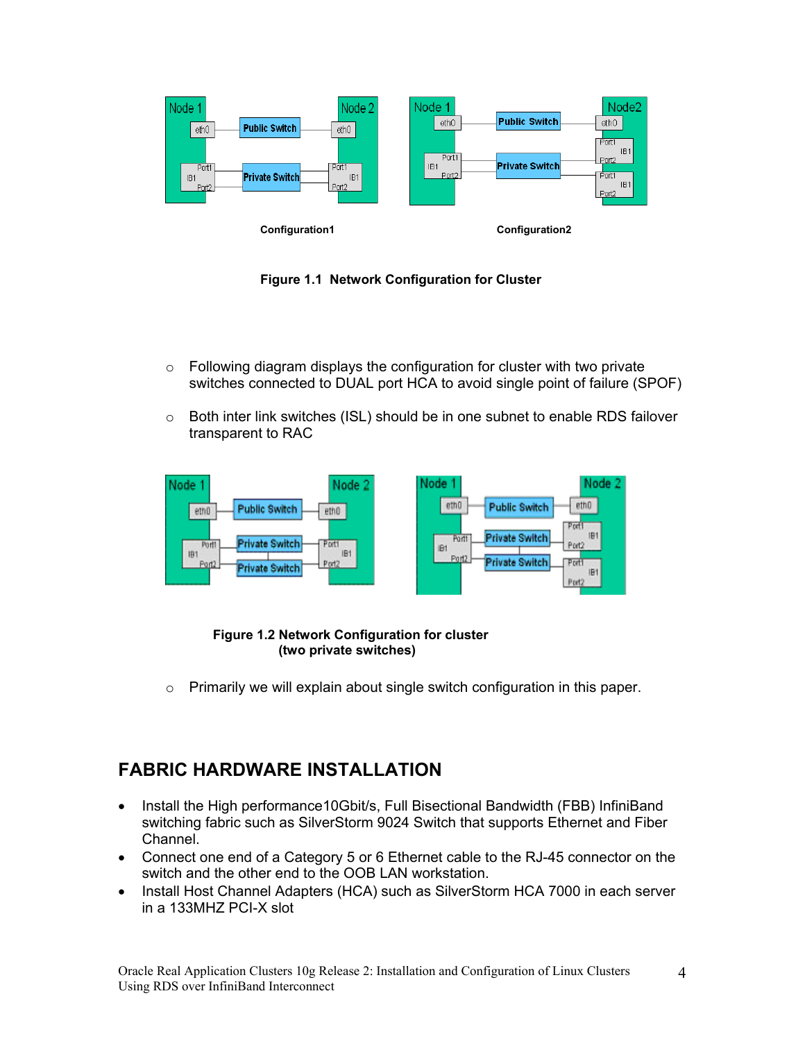Configuration1

Configuration2

**Figure 1.1 Network Configuration for Cluster**

- Following diagram displays the configuration for cluster with two private switches connected to DUAL port HCA to avoid single point of failure (SPOF)
- Both inter link switches (ISL) should be in one subnet to enable RDS failover transparent to RAC

**Figure 1.2 Network Configuration for cluster (two private switches)**

- Primarily we will explain about single switch configuration in this paper.

## FABRIC HARDWARE INSTALLATION

- Install the High performance10Gbit/s, Full Bisectional Bandwidth (FBB) InfiniBand switching fabric such as SilverStorm 9024 Switch that supports Ethernet and Fiber Channel.
- Connect one end of a Category 5 or 6 Ethernet cable to the RJ-45 connector on the switch and the other end to the OOB LAN workstation.
- Install Host Channel Adapters (HCA) such as SilverStorm HCA 7000 in each server in a 133MHZ PCI-X slot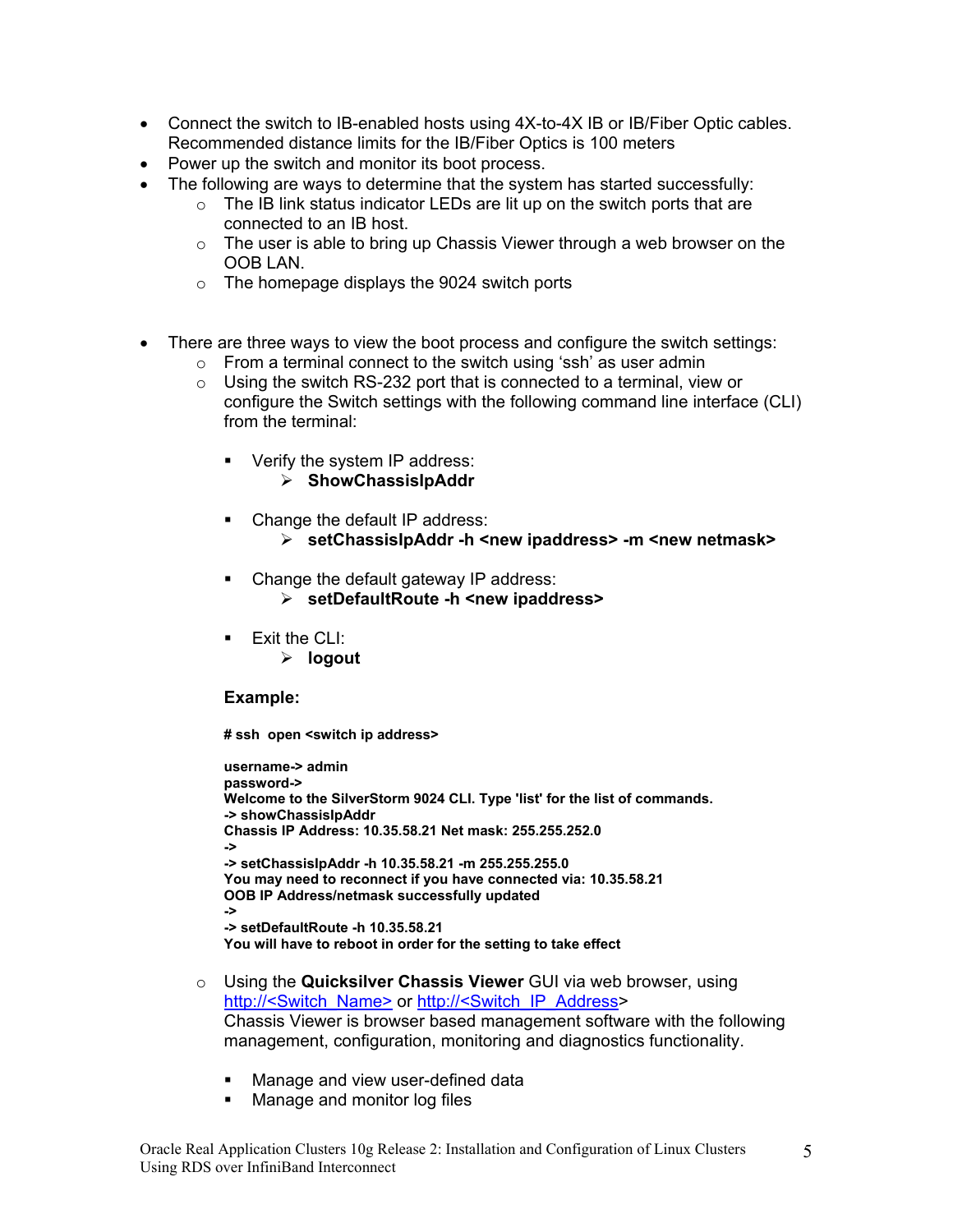- Connect the switch to IB-enabled hosts using 4X-to-4X IB or IB/Fiber Optic cables. Recommended distance limits for the IB/Fiber Optics is 100 meters
- Power up the switch and monitor its boot process.
- The following are ways to determine that the system has started successfully:
  - The IB link status indicator LEDs are lit up on the switch ports that are connected to an IB host.
  - The user is able to bring up Chassis Viewer through a web browser on the OOB LAN.
  - The homepage displays the 9024 switch ports

- There are three ways to view the boot process and configure the switch settings:
  - From a terminal connect to the switch using ‘ssh’ as user admin
  - Using the switch RS-232 port that is connected to a terminal, view or configure the Switch settings with the following command line interface (CLI) from the terminal:

    - Verify the system IP address:
      - **ShowChassisIpAddr**

    - Change the default IP address:
      - **setChassisIpAddr -h <new ipaddress> -m <new netmask>**

    - Change the default gateway IP address:
      - **setDefaultRoute -h <new ipaddress>**

    - Exit the CLI:
      - **logout**

    **Example:**

    ```
    # ssh  open <switch ip address>

    username-> admin
    password->
    Welcome to the SilverStorm 9024 CLI. Type 'list' for the list of commands.
    -> showChassisIpAddr
    Chassis IP Address: 10.35.58.21 Net mask: 255.255.252.0
    ->
    -> setChassisIpAddr -h 10.35.58.21 -m 255.255.255.0
    You may need to reconnect if you have connected via: 10.35.58.21
    OOB IP Address/netmask successfully updated
    ->
    -> setDefaultRoute -h 10.35.58.21
    You will have to reboot in order for the setting to take effect
    ```

  - Using the **Quicksilver Chassis Viewer** GUI via web browser, using http://<Switch_Name> or http://<Switch_IP_Address>
    Chassis Viewer is browser based management software with the following management, configuration, monitoring and diagnostics functionality.

    - Manage and view user-defined data
    - Manage and monitor log files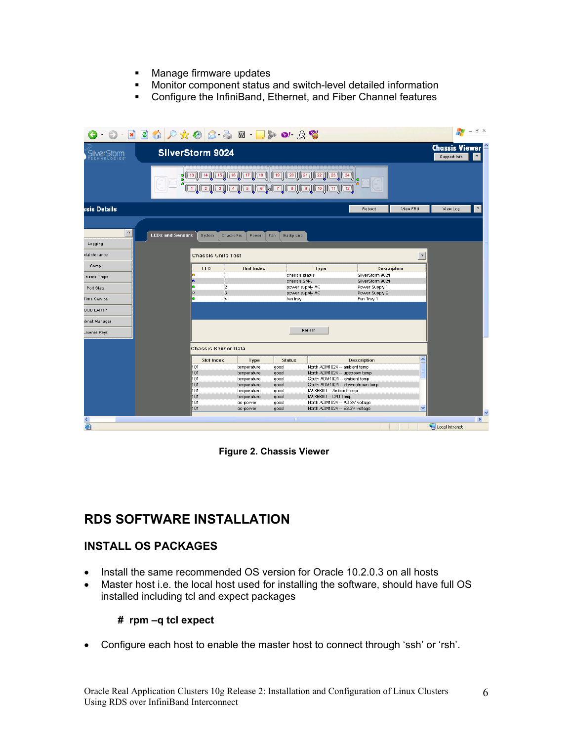- Manage firmware updates
- Monitor component status and switch-level detailed information
- Configure the InfiniBand, Ethernet, and Fiber Channel features

**Figure 2. Chassis Viewer**

# RDS SOFTWARE INSTALLATION

## INSTALL OS PACKAGES

- Install the same recommended OS version for Oracle 10.2.0.3 on all hosts
- Master host i.e. the local host used for installing the software, should have full OS installed including tcl and expect packages

  **# rpm –q tcl expect**

- Configure each host to enable the master host to connect through 'ssh' or 'rsh'.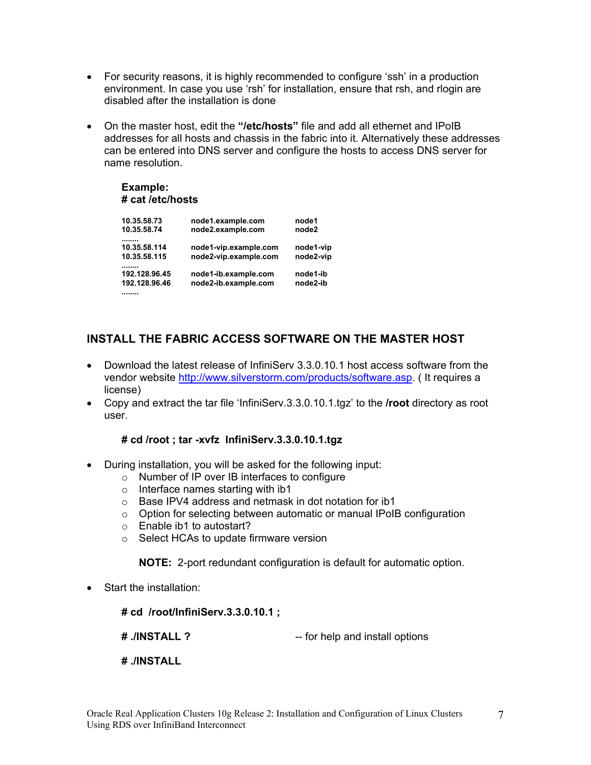- For security reasons, it is highly recommended to configure 'ssh' in a production environment. In case you use 'rsh' for installation, ensure that rsh, and rlogin are disabled after the installation is done

- On the master host, edit the **"/etc/hosts"** file and add all ethernet and IPoIB addresses for all hosts and chassis in the fabric into it. Alternatively these addresses can be entered into DNS server and configure the hosts to access DNS server for name resolution.

  **Example:**
  **# cat /etc/hosts**

```
10.35.58.73     node1.example.com        node1
10.35.58.74     node2.example.com        node2
........
10.35.58.114    node1-vip.example.com    node1-vip
10.35.58.115    node2-vip.example.com    node2-vip
........
192.128.96.45   node1-ib.example.com     node1-ib
192.128.96.46   node2-ib.example.com     node2-ib
........
```

## INSTALL THE FABRIC ACCESS SOFTWARE ON THE MASTER HOST

- Download the latest release of InfiniServ 3.3.0.10.1 host access software from the vendor website http://www.silverstorm.com/products/software.asp. ( It requires a license)
- Copy and extract the tar file 'InfiniServ.3.3.0.10.1.tgz' to the **/root** directory as root user.

  **# cd /root ; tar -xvfz InfiniServ.3.3.0.10.1.tgz**

- During installation, you will be asked for the following input:
  - Number of IP over IB interfaces to configure
  - Interface names starting with ib1
  - Base IPV4 address and netmask in dot notation for ib1
  - Option for selecting between automatic or manual IPoIB configuration
  - Enable ib1 to autostart?
  - Select HCAs to update firmware version

  **NOTE:** 2-port redundant configuration is default for automatic option.

- Start the installation:

  **# cd /root/InfiniServ.3.3.0.10.1 ;**

  **# ./INSTALL ?** -- for help and install options

  **# ./INSTALL**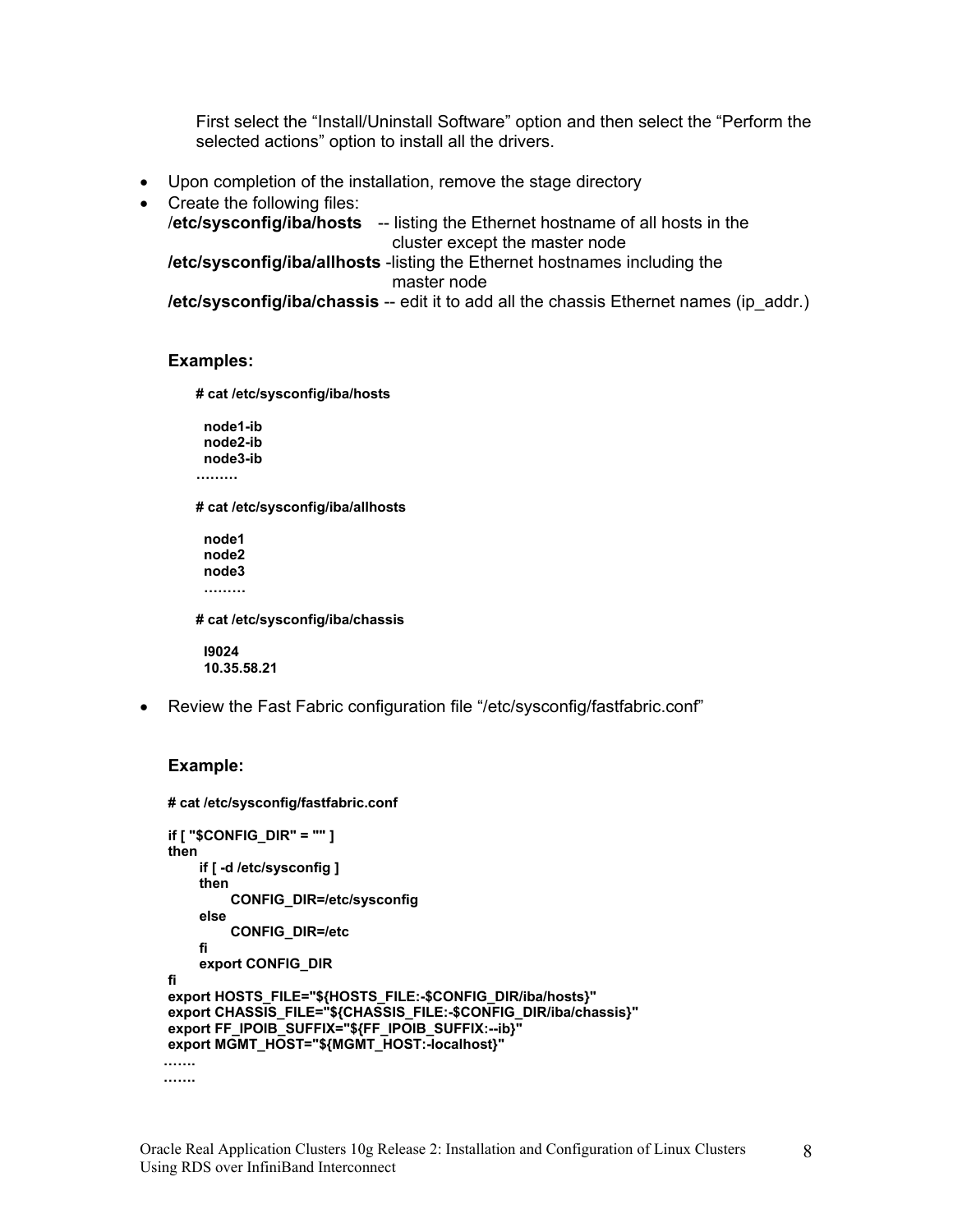First select the "Install/Uninstall Software" option and then select the "Perform the selected actions" option to install all the drivers.

- Upon completion of the installation, remove the stage directory
- Create the following files:
  **/etc/sysconfig/iba/hosts** -- listing the Ethernet hostname of all hosts in the cluster except the master node
  **/etc/sysconfig/iba/allhosts** -listing the Ethernet hostnames including the master node
  **/etc/sysconfig/iba/chassis** -- edit it to add all the chassis Ethernet names (ip_addr.)

**Examples:**

```
# cat /etc/sysconfig/iba/hosts

 node1-ib
 node2-ib
 node3-ib
………

# cat /etc/sysconfig/iba/allhosts

 node1
 node2
 node3
 ………

# cat /etc/sysconfig/iba/chassis

 I9024
 10.35.58.21
```

- Review the Fast Fabric configuration file "/etc/sysconfig/fastfabric.conf"

**Example:**

```
# cat /etc/sysconfig/fastfabric.conf

if [ "$CONFIG_DIR" = "" ]
then
      if [ -d /etc/sysconfig ]
      then
            CONFIG_DIR=/etc/sysconfig
      else
            CONFIG_DIR=/etc
      fi
      export CONFIG_DIR
fi
export HOSTS_FILE="${HOSTS_FILE:-$CONFIG_DIR/iba/hosts}"
export CHASSIS_FILE="${CHASSIS_FILE:-$CONFIG_DIR/iba/chassis}"
export FF_IPOIB_SUFFIX="${FF_IPOIB_SUFFIX:--ib}"
export MGMT_HOST="${MGMT_HOST:-localhost}"
…….
…….
```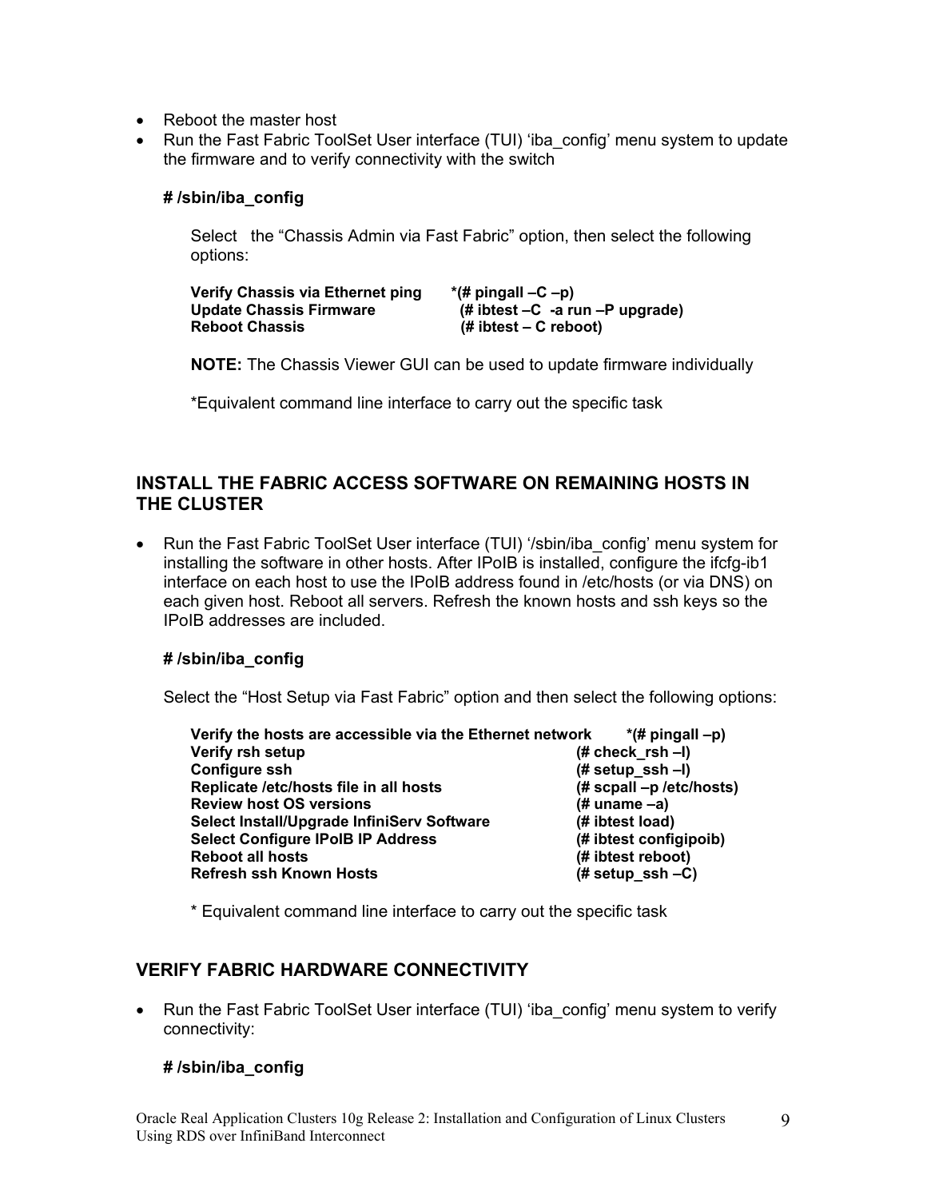- Reboot the master host
- Run the Fast Fabric ToolSet User interface (TUI) 'iba_config' menu system to update the firmware and to verify connectivity with the switch

  **# /sbin/iba_config**

  Select the "Chassis Admin via Fast Fabric" option, then select the following options:

  | | |
  |---|---|
  | **Verify Chassis via Ethernet ping** | ***(# pingall –C –p)** |
  | **Update Chassis Firmware** | **(# ibtest –C -a run –P upgrade)** |
  | **Reboot Chassis** | **(# ibtest – C reboot)** |

  **NOTE:** The Chassis Viewer GUI can be used to update firmware individually

  *Equivalent command line interface to carry out the specific task

## INSTALL THE FABRIC ACCESS SOFTWARE ON REMAINING HOSTS IN THE CLUSTER

- Run the Fast Fabric ToolSet User interface (TUI) '/sbin/iba_config' menu system for installing the software in other hosts. After IPoIB is installed, configure the ifcfg-ib1 interface on each host to use the IPoIB address found in /etc/hosts (or via DNS) on each given host. Reboot all servers. Refresh the known hosts and ssh keys so the IPoIB addresses are included.

  **# /sbin/iba_config**

  Select the "Host Setup via Fast Fabric" option and then select the following options:

  | | |
  |---|---|
  | **Verify the hosts are accessible via the Ethernet network** | ***(# pingall –p)** |
  | **Verify rsh setup** | **(# check_rsh –l)** |
  | **Configure ssh** | **(# setup_ssh –l)** |
  | **Replicate /etc/hosts file in all hosts** | **(# scpall –p /etc/hosts)** |
  | **Review host OS versions** | **(# uname –a)** |
  | **Select Install/Upgrade InfiniServ Software** | **(# ibtest load)** |
  | **Select Configure IPoIB IP Address** | **(# ibtest configipoib)** |
  | **Reboot all hosts** | **(# ibtest reboot)** |
  | **Refresh ssh Known Hosts** | **(# setup_ssh –C)** |

  * Equivalent command line interface to carry out the specific task

## VERIFY FABRIC HARDWARE CONNECTIVITY

- Run the Fast Fabric ToolSet User interface (TUI) 'iba_config' menu system to verify connectivity:

  **# /sbin/iba_config**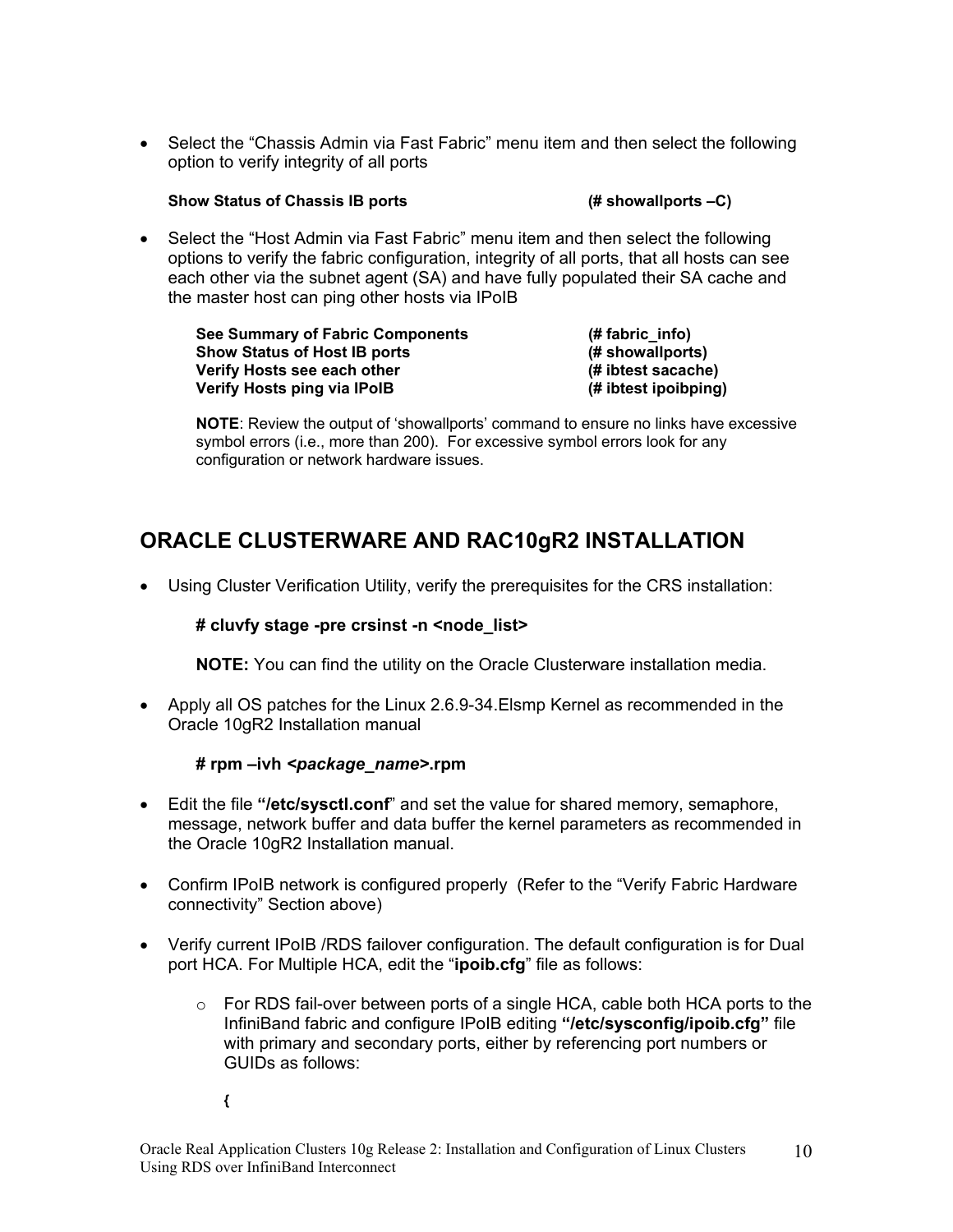- Select the "Chassis Admin via Fast Fabric" menu item and then select the following option to verify integrity of all ports

  | | |
  |---|---|
  | **Show Status of Chassis IB ports** | **(# showallports –C)** |

- Select the "Host Admin via Fast Fabric" menu item and then select the following options to verify the fabric configuration, integrity of all ports, that all hosts can see each other via the subnet agent (SA) and have fully populated their SA cache and the master host can ping other hosts via IPoIB

  | | |
  |---|---|
  | **See Summary of Fabric Components** | **(# fabric_info)** |
  | **Show Status of Host IB ports** | **(# showallports)** |
  | **Verify Hosts see each other** | **(# ibtest sacache)** |
  | **Verify Hosts ping via IPoIB** | **(# ibtest ipoibping)** |

  **NOTE**: Review the output of 'showallports' command to ensure no links have excessive symbol errors (i.e., more than 200). For excessive symbol errors look for any configuration or network hardware issues.

## ORACLE CLUSTERWARE AND RAC10gR2 INSTALLATION

- Using Cluster Verification Utility, verify the prerequisites for the CRS installation:

  **# cluvfy stage -pre crsinst -n <node_list>**

  **NOTE:** You can find the utility on the Oracle Clusterware installation media.

- Apply all OS patches for the Linux 2.6.9-34.Elsmp Kernel as recommended in the Oracle 10gR2 Installation manual

  **# rpm –ivh <*package_name*>.rpm**

- Edit the file **"/etc/sysctl.conf**" and set the value for shared memory, semaphore, message, network buffer and data buffer the kernel parameters as recommended in the Oracle 10gR2 Installation manual.

- Confirm IPoIB network is configured properly (Refer to the "Verify Fabric Hardware connectivity" Section above)

- Verify current IPoIB /RDS failover configuration. The default configuration is for Dual port HCA. For Multiple HCA, edit the "**ipoib.cfg**" file as follows:

  - For RDS fail-over between ports of a single HCA, cable both HCA ports to the InfiniBand fabric and configure IPoIB editing **"/etc/sysconfig/ipoib.cfg"** file with primary and secondary ports, either by referencing port numbers or GUIDs as follows:

    **{**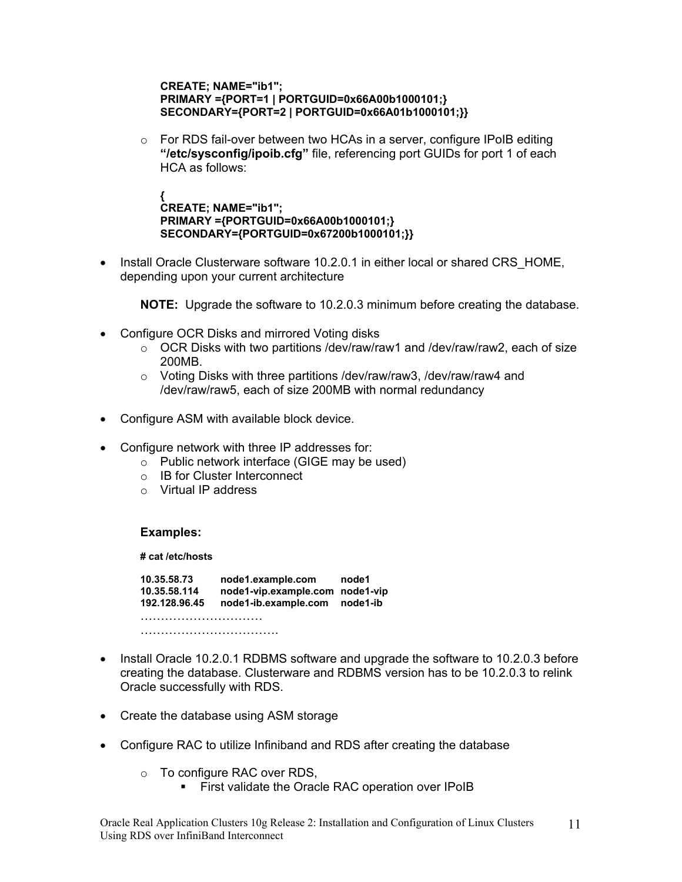```
CREATE; NAME="ib1";
PRIMARY ={PORT=1 | PORTGUID=0x66A00b1000101;}
SECONDARY={PORT=2 | PORTGUID=0x66A01b1000101;}}
```

- For RDS fail-over between two HCAs in a server, configure IPoIB editing **"/etc/sysconfig/ipoib.cfg"** file, referencing port GUIDs for port 1 of each HCA as follows:

```
{
CREATE; NAME="ib1";
PRIMARY ={PORTGUID=0x66A00b1000101;}
SECONDARY={PORTGUID=0x67200b1000101;}}
```

- Install Oracle Clusterware software 10.2.0.1 in either local or shared CRS_HOME, depending upon your current architecture

  **NOTE:** Upgrade the software to 10.2.0.3 minimum before creating the database.

- Configure OCR Disks and mirrored Voting disks
  - OCR Disks with two partitions /dev/raw/raw1 and /dev/raw/raw2, each of size 200MB.
  - Voting Disks with three partitions /dev/raw/raw3, /dev/raw/raw4 and /dev/raw/raw5, each of size 200MB with normal redundancy

- Configure ASM with available block device.

- Configure network with three IP addresses for:
  - Public network interface (GIGE may be used)
  - IB for Cluster Interconnect
  - Virtual IP address

  **Examples:**

```
# cat /etc/hosts

10.35.58.73      node1.example.com       node1
10.35.58.114     node1-vip.example.com   node1-vip
192.128.96.45    node1-ib.example.com    node1-ib
…………………………
…………………………….
```

- Install Oracle 10.2.0.1 RDBMS software and upgrade the software to 10.2.0.3 before creating the database. Clusterware and RDBMS version has to be 10.2.0.3 to relink Oracle successfully with RDS.

- Create the database using ASM storage

- Configure RAC to utilize Infiniband and RDS after creating the database
  - To configure RAC over RDS,
    - First validate the Oracle RAC operation over IPoIB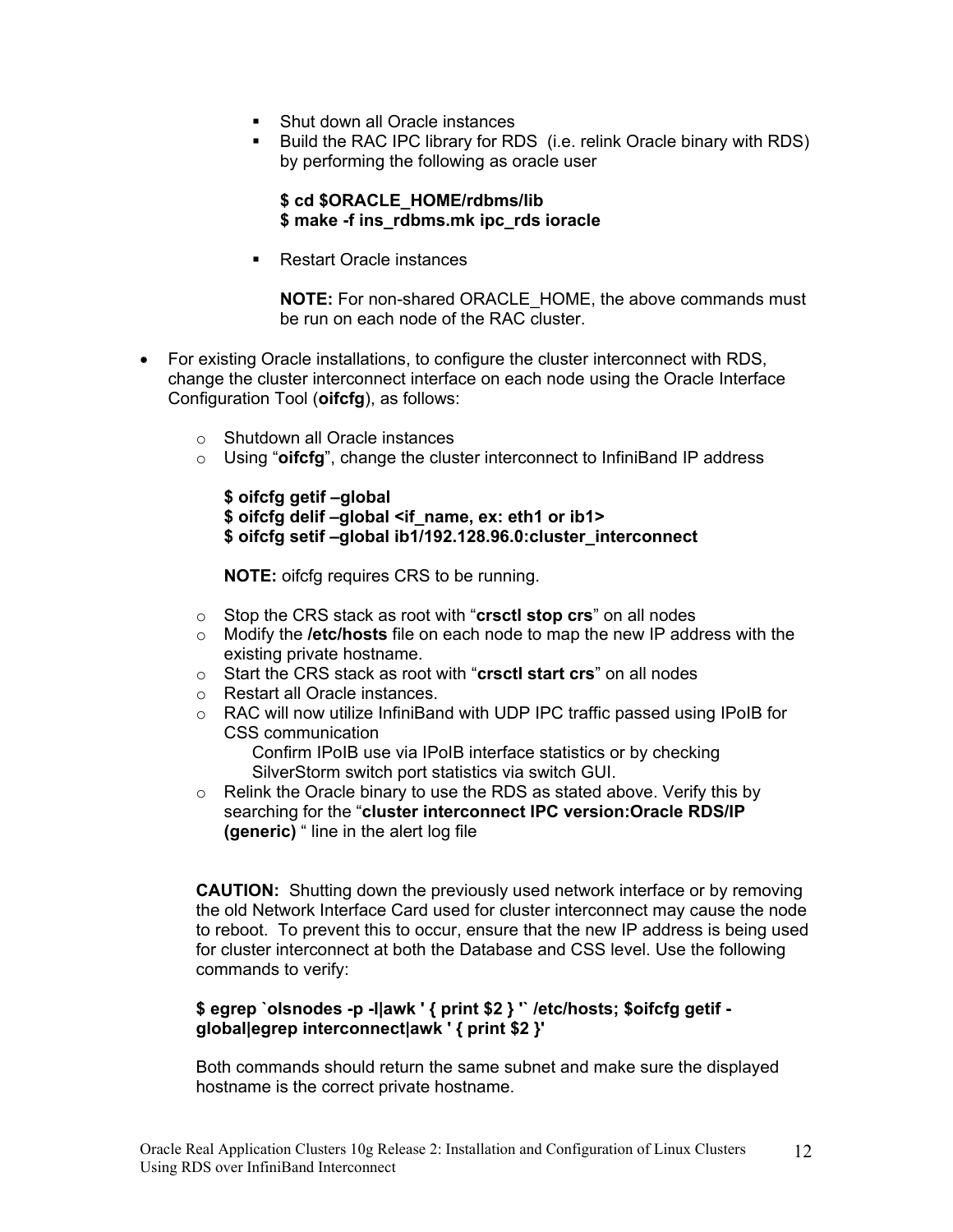- Shut down all Oracle instances
- Build the RAC IPC library for RDS (i.e. relink Oracle binary with RDS) by performing the following as oracle user

  **$ cd $ORACLE_HOME/rdbms/lib**
  **$ make -f ins_rdbms.mk ipc_rds ioracle**

- Restart Oracle instances

  **NOTE:** For non-shared ORACLE_HOME, the above commands must be run on each node of the RAC cluster.

- For existing Oracle installations, to configure the cluster interconnect with RDS, change the cluster interconnect interface on each node using the Oracle Interface Configuration Tool (**oifcfg**), as follows:

  - Shutdown all Oracle instances
  - Using "**oifcfg**", change the cluster interconnect to InfiniBand IP address

    **$ oifcfg getif –global**
    **$ oifcfg delif –global <if_name, ex: eth1 or ib1>**
    **$ oifcfg setif –global ib1/192.128.96.0:cluster_interconnect**

    **NOTE:** oifcfg requires CRS to be running.

  - Stop the CRS stack as root with "**crsctl stop crs**" on all nodes
  - Modify the **/etc/hosts** file on each node to map the new IP address with the existing private hostname.
  - Start the CRS stack as root with "**crsctl start crs**" on all nodes
  - Restart all Oracle instances.
  - RAC will now utilize InfiniBand with UDP IPC traffic passed using IPoIB for CSS communication
    Confirm IPoIB use via IPoIB interface statistics or by checking SilverStorm switch port statistics via switch GUI.
  - Relink the Oracle binary to use the RDS as stated above. Verify this by searching for the "**cluster interconnect IPC version:Oracle RDS/IP (generic)** " line in the alert log file

  **CAUTION:** Shutting down the previously used network interface or by removing the old Network Interface Card used for cluster interconnect may cause the node to reboot. To prevent this to occur, ensure that the new IP address is being used for cluster interconnect at both the Database and CSS level. Use the following commands to verify:

  **$ egrep `olsnodes -p -l|awk ' { print $2 } '` /etc/hosts; $oifcfg getif -global|egrep interconnect|awk ' { print $2 }'**

  Both commands should return the same subnet and make sure the displayed hostname is the correct private hostname.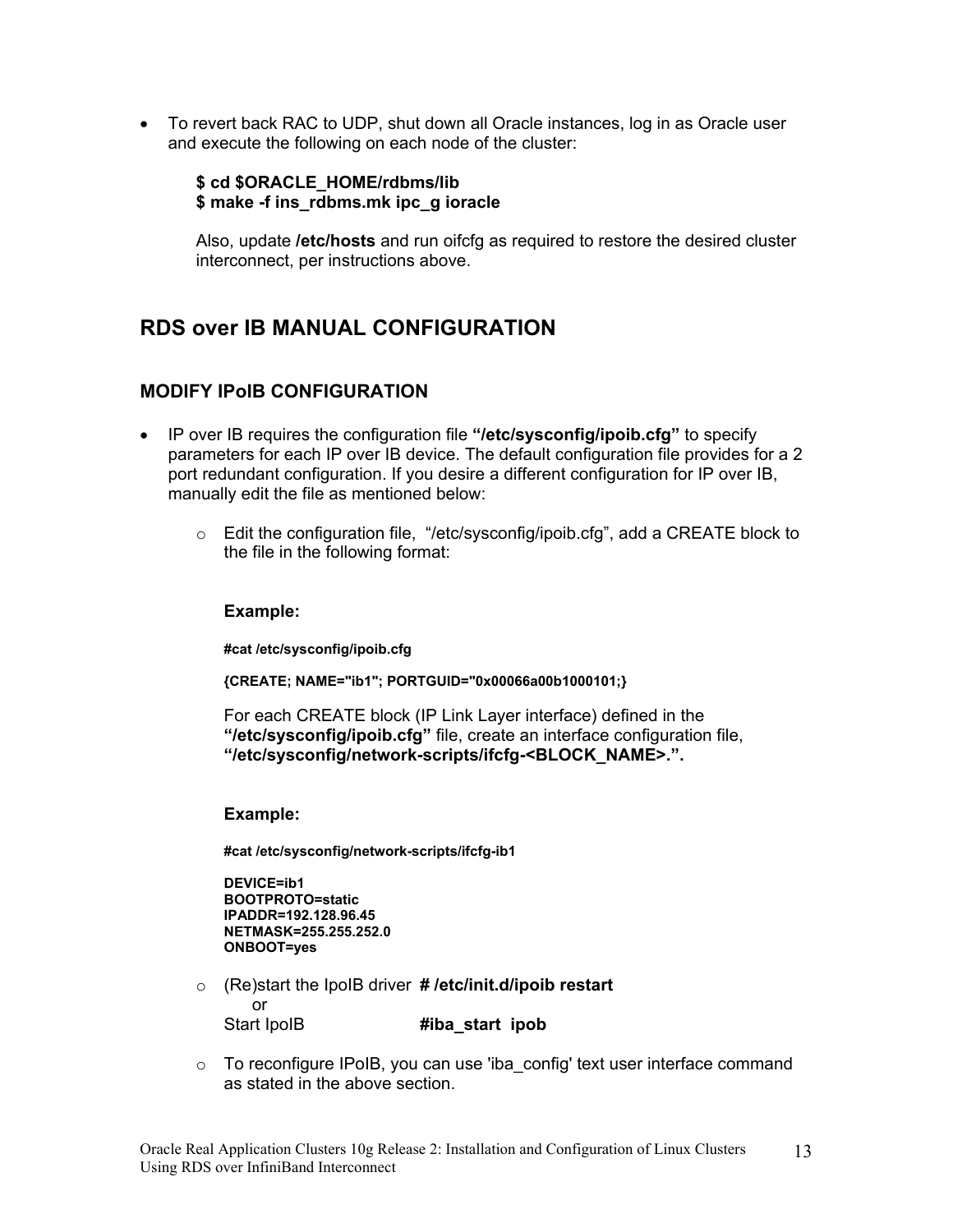- To revert back RAC to UDP, shut down all Oracle instances, log in as Oracle user and execute the following on each node of the cluster:

```
$ cd $ORACLE_HOME/rdbms/lib
$ make -f ins_rdbms.mk ipc_g ioracle
```

  Also, update **/etc/hosts** and run oifcfg as required to restore the desired cluster interconnect, per instructions above.

## RDS over IB MANUAL CONFIGURATION

### MODIFY IPoIB CONFIGURATION

- IP over IB requires the configuration file **"/etc/sysconfig/ipoib.cfg"** to specify parameters for each IP over IB device. The default configuration file provides for a 2 port redundant configuration. If you desire a different configuration for IP over IB, manually edit the file as mentioned below:

  - Edit the configuration file, "/etc/sysconfig/ipoib.cfg", add a CREATE block to the file in the following format:

    **Example:**

    ```
    #cat /etc/sysconfig/ipoib.cfg

    {CREATE; NAME="ib1"; PORTGUID="0x00066a00b1000101;}
    ```

    For each CREATE block (IP Link Layer interface) defined in the **"/etc/sysconfig/ipoib.cfg"** file, create an interface configuration file, **"/etc/sysconfig/network-scripts/ifcfg-<BLOCK_NAME>.".**

    **Example:**

    ```
    #cat /etc/sysconfig/network-scripts/ifcfg-ib1

    DEVICE=ib1
    BOOTPROTO=static
    IPADDR=192.128.96.45
    NETMASK=255.255.252.0
    ONBOOT=yes
    ```

  - (Re)start the IpoIB driver **# /etc/init.d/ipoib restart**
    or
    Start IpoIB **#iba_start ipob**

  - To reconfigure IPoIB, you can use 'iba_config' text user interface command as stated in the above section.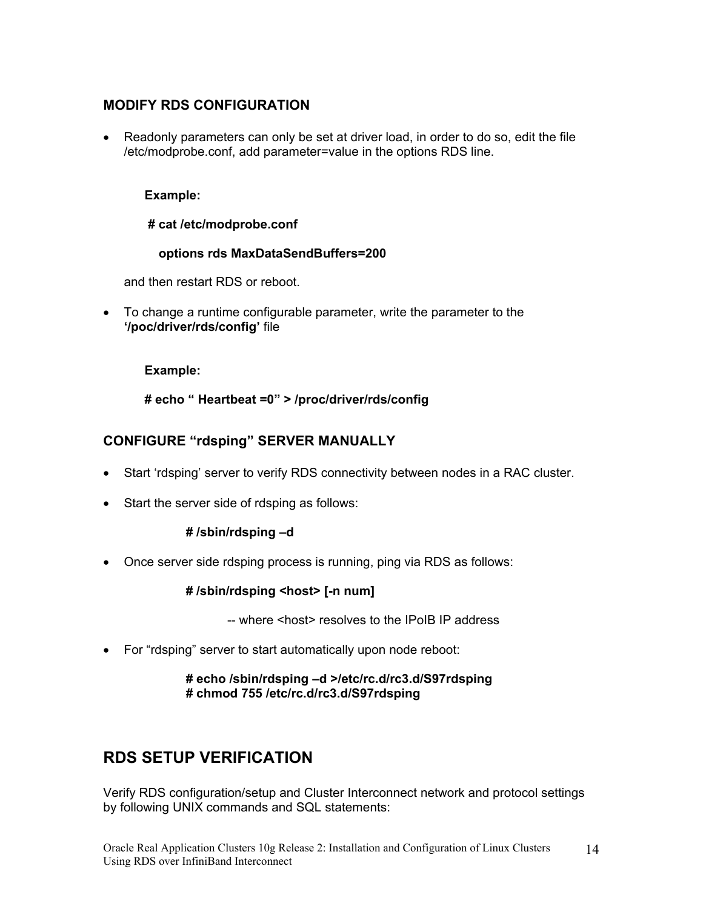### MODIFY RDS CONFIGURATION

- Readonly parameters can only be set at driver load, in order to do so, edit the file /etc/modprobe.conf, add parameter=value in the options RDS line.

  **Example:**

  **# cat /etc/modprobe.conf**

  **options rds MaxDataSendBuffers=200**

  and then restart RDS or reboot.

- To change a runtime configurable parameter, write the parameter to the **'/poc/driver/rds/config'** file

  **Example:**

  **# echo " Heartbeat =0" > /proc/driver/rds/config**

### CONFIGURE "rdsping" SERVER MANUALLY

- Start 'rdsping' server to verify RDS connectivity between nodes in a RAC cluster.

- Start the server side of rdsping as follows:

  **# /sbin/rdsping –d**

- Once server side rdsping process is running, ping via RDS as follows:

  **# /sbin/rdsping <host> [-n num]**

  -- where <host> resolves to the IPoIB IP address

- For "rdsping" server to start automatically upon node reboot:

  **# echo /sbin/rdsping –d >/etc/rc.d/rc3.d/S97rdsping**
  **# chmod 755 /etc/rc.d/rc3.d/S97rdsping**

## RDS SETUP VERIFICATION

Verify RDS configuration/setup and Cluster Interconnect network and protocol settings by following UNIX commands and SQL statements: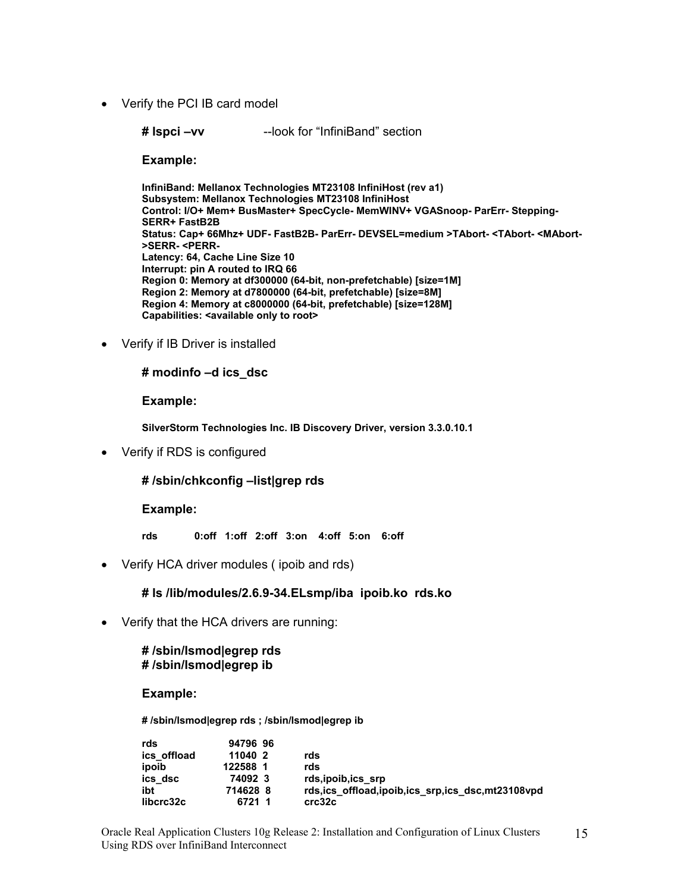- Verify the PCI IB card model

  **# lspci –vv**     --look for "InfiniBand" section

  **Example:**

  ```
  InfiniBand: Mellanox Technologies MT23108 InfiniHost (rev a1)
  Subsystem: Mellanox Technologies MT23108 InfiniHost
  Control: I/O+ Mem+ BusMaster+ SpecCycle- MemWINV+ VGASnoop- ParErr- Stepping-
  SERR+ FastB2B
  Status: Cap+ 66Mhz+ UDF- FastB2B- ParErr- DEVSEL=medium >TAbort- <TAbort- <MAbort-
  >SERR- <PERR-
  Latency: 64, Cache Line Size 10
  Interrupt: pin A routed to IRQ 66
  Region 0: Memory at df300000 (64-bit, non-prefetchable) [size=1M]
  Region 2: Memory at d7800000 (64-bit, prefetchable) [size=8M]
  Region 4: Memory at c8000000 (64-bit, prefetchable) [size=128M]
  Capabilities: <available only to root>
  ```

- Verify if IB Driver is installed

  **# modinfo –d ics_dsc**

  **Example:**

  ```
  SilverStorm Technologies Inc. IB Discovery Driver, version 3.3.0.10.1
  ```

- Verify if RDS is configured

  **# /sbin/chkconfig –list|grep rds**

  **Example:**

  ```
  rds        0:off   1:off   2:off   3:on    4:off   5:on    6:off
  ```

- Verify HCA driver modules ( ipoib and rds)

  **# ls /lib/modules/2.6.9-34.ELsmp/iba  ipoib.ko  rds.ko**

- Verify that the HCA drivers are running:

  **# /sbin/lsmod|egrep rds**
  **# /sbin/lsmod|egrep ib**

  **Example:**

  ```
  # /sbin/lsmod|egrep rds ; /sbin/lsmod|egrep ib

  rds              94796 96
  ics_offload      11040 2      rds
  ipoib           122588 1      rds
  ics_dsc          74092 3      rds,ipoib,ics_srp
  ibt             714628 8      rds,ics_offload,ipoib,ics_srp,ics_dsc,mt23108vpd
  libcrc32c         6721 1      crc32c
  ```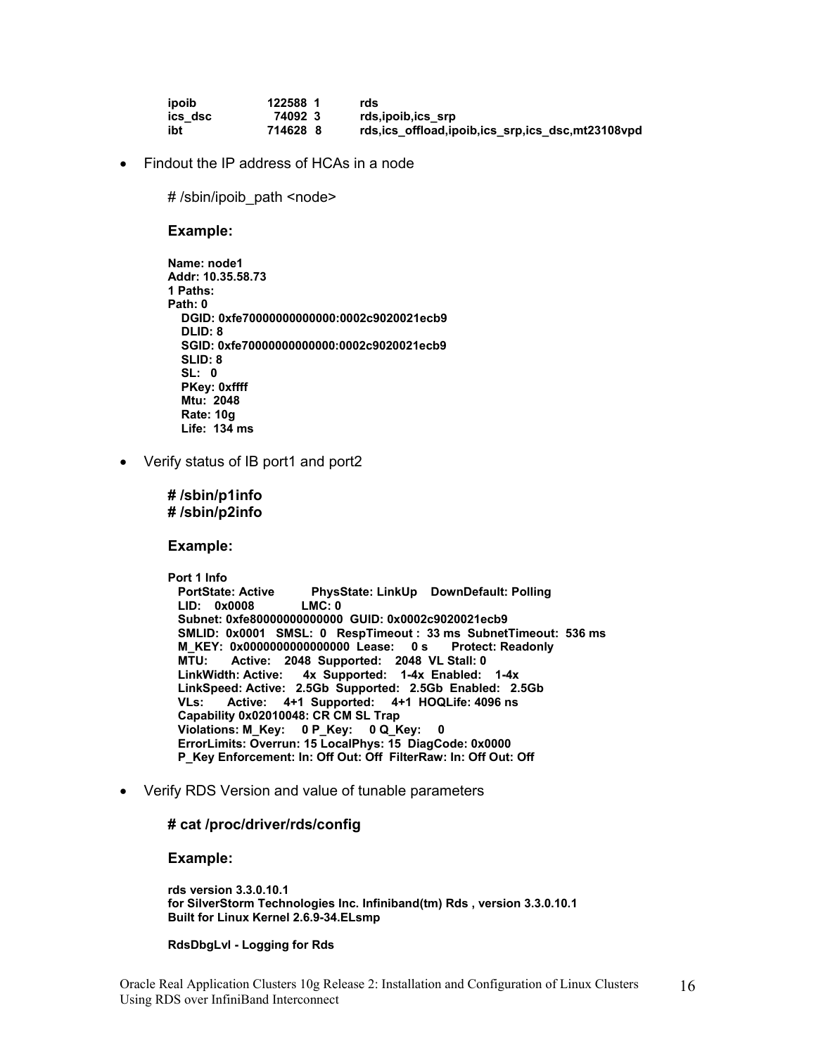```
ipoib          122588  1    rds
ics_dsc         74092  3    rds,ipoib,ics_srp
ibt            714628  8    rds,ics_offload,ipoib,ics_srp,ics_dsc,mt23108vpd
```

- Findout the IP address of HCAs in a node

  # /sbin/ipoib_path <node>

  **Example:**

```
Name: node1
Addr: 10.35.58.73
1 Paths:
Path: 0
   DGID: 0xfe70000000000000:0002c9020021ecb9
   DLID: 8
   SGID: 0xfe70000000000000:0002c9020021ecb9
   SLID: 8
   SL:   0
   PKey: 0xffff
   Mtu:  2048
   Rate: 10g
   Life:  134 ms
```

- Verify status of IB port1 and port2

  **# /sbin/p1info**
  **# /sbin/p2info**

  **Example:**

```
Port 1 Info
  PortState: Active        PhysState: LinkUp    DownDefault: Polling
  LID:    0x0008           LMC: 0
  Subnet: 0xfe80000000000000  GUID: 0x0002c9020021ecb9
  SMLID:  0x0001   SMSL:  0   RespTimeout :  33 ms  SubnetTimeout:  536 ms
  M_KEY:  0x0000000000000000  Lease:    0 s      Protect: Readonly
  MTU:       Active:    2048  Supported:    2048  VL Stall: 0
  LinkWidth: Active:      4x  Supported:    1-4x  Enabled:    1-4x
  LinkSpeed: Active:   2.5Gb  Supported:   2.5Gb  Enabled:   2.5Gb
  VLs:       Active:     4+1  Supported:     4+1  HOQLife: 4096 ns
  Capability 0x02010048: CR CM SL Trap
  Violations: M_Key:     0 P_Key:     0 Q_Key:     0
  ErrorLimits: Overrun: 15 LocalPhys: 15  DiagCode: 0x0000
  P_Key Enforcement: In: Off Out: Off  FilterRaw: In: Off Out: Off
```

- Verify RDS Version and value of tunable parameters

  **# cat /proc/driver/rds/config**

  **Example:**

```
rds version 3.3.0.10.1
for SilverStorm Technologies Inc. Infiniband(tm) Rds , version 3.3.0.10.1
Built for Linux Kernel 2.6.9-34.ELsmp

RdsDbgLvl - Logging for Rds
```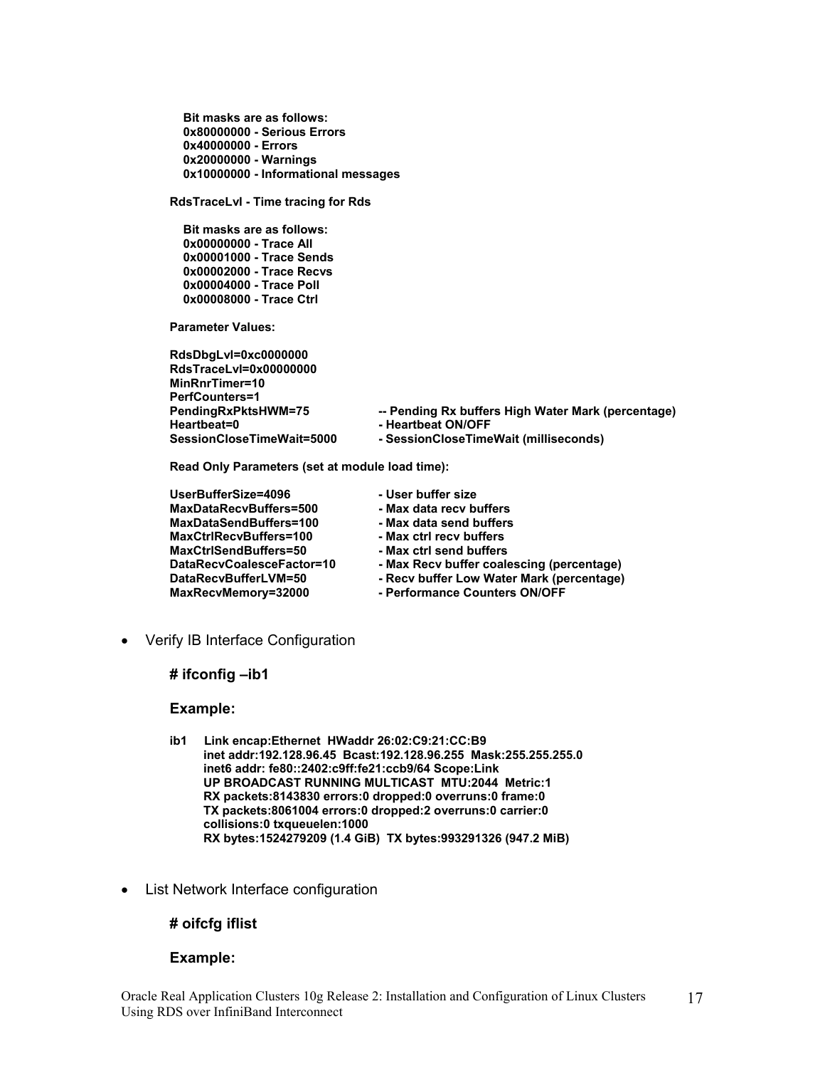```
   Bit masks are as follows:
   0x80000000 - Serious Errors
   0x40000000 - Errors
   0x20000000 - Warnings
   0x10000000 - Informational messages

RdsTraceLvl - Time tracing for Rds

   Bit masks are as follows:
   0x00000000 - Trace All
   0x00001000 - Trace Sends
   0x00002000 - Trace Recvs
   0x00004000 - Trace Poll
   0x00008000 - Trace Ctrl

Parameter Values:

RdsDbgLvl=0xc0000000
RdsTraceLvl=0x00000000
MinRnrTimer=10
PerfCounters=1
PendingRxPktsHWM=75            -- Pending Rx buffers High Water Mark (percentage)
Heartbeat=0                    - Heartbeat ON/OFF
SessionCloseTimeWait=5000      - SessionCloseTimeWait (milliseconds)

Read Only Parameters (set at module load time):

UserBufferSize=4096            - User buffer size
MaxDataRecvBuffers=500         - Max data recv buffers
MaxDataSendBuffers=100         - Max data send buffers
MaxCtrlRecvBuffers=100         - Max ctrl recv buffers
MaxCtrlSendBuffers=50          - Max ctrl send buffers
DataRecvCoalesceFactor=10      - Max Recv buffer coalescing (percentage)
DataRecvBufferLVM=50           - Recv buffer Low Water Mark (percentage)
MaxRecvMemory=32000            - Performance Counters ON/OFF
```

- Verify IB Interface Configuration

  **# ifconfig –ib1**

  **Example:**

```
ib1     Link encap:Ethernet  HWaddr 26:02:C9:21:CC:B9
        inet addr:192.128.96.45  Bcast:192.128.96.255  Mask:255.255.255.0
        inet6 addr: fe80::2402:c9ff:fe21:ccb9/64 Scope:Link
        UP BROADCAST RUNNING MULTICAST  MTU:2044  Metric:1
        RX packets:8143830 errors:0 dropped:0 overruns:0 frame:0
        TX packets:8061004 errors:0 dropped:2 overruns:0 carrier:0
        collisions:0 txqueuelen:1000
        RX bytes:1524279209 (1.4 GiB)  TX bytes:993291326 (947.2 MiB)
```

- List Network Interface configuration

  **# oifcfg iflist**

  **Example:**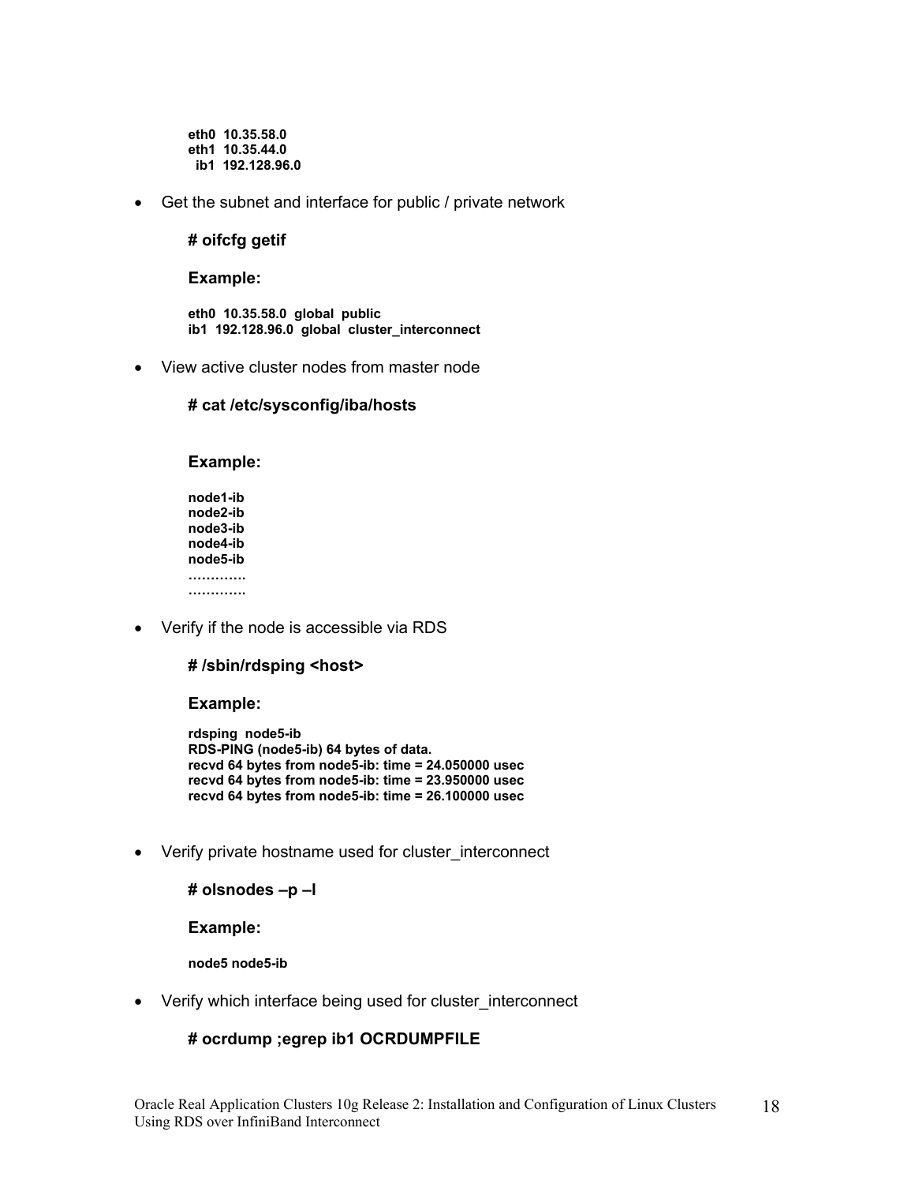```
eth0  10.35.58.0
eth1  10.35.44.0
  ib1  192.128.96.0
```

- Get the subnet and interface for public / private network

  **# oifcfg getif**

  **Example:**

  ```
  eth0  10.35.58.0  global  public
  ib1  192.128.96.0  global  cluster_interconnect
  ```

- View active cluster nodes from master node

  **# cat /etc/sysconfig/iba/hosts**

  **Example:**

  ```
  node1-ib
  node2-ib
  node3-ib
  node4-ib
  node5-ib
  …………
  …………
  ```

- Verify if the node is accessible via RDS

  **# /sbin/rdsping <host>**

  **Example:**

  ```
  rdsping  node5-ib
  RDS-PING (node5-ib) 64 bytes of data.
  recvd 64 bytes from node5-ib: time = 24.050000 usec
  recvd 64 bytes from node5-ib: time = 23.950000 usec
  recvd 64 bytes from node5-ib: time = 26.100000 usec
  ```

- Verify private hostname used for cluster_interconnect

  **# olsnodes –p –l**

  **Example:**

  ```
  node5 node5-ib
  ```

- Verify which interface being used for cluster_interconnect

  **# ocrdump ;egrep ib1 OCRDUMPFILE**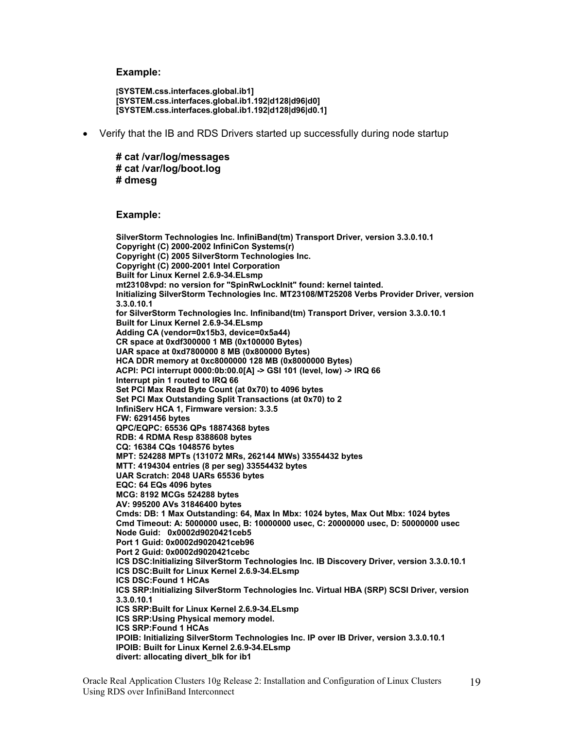**Example:**

```
[SYSTEM.css.interfaces.global.ib1]
[SYSTEM.css.interfaces.global.ib1.192|d128|d96|d0]
[SYSTEM.css.interfaces.global.ib1.192|d128|d96|d0.1]
```

- Verify that the IB and RDS Drivers started up successfully during node startup

```
# cat /var/log/messages
# cat /var/log/boot.log
# dmesg
```

**Example:**

```
SilverStorm Technologies Inc. InfiniBand(tm) Transport Driver, version 3.3.0.10.1
Copyright (C) 2000-2002 InfiniCon Systems(r)
Copyright (C) 2005 SilverStorm Technologies Inc.
Copyright (C) 2000-2001 Intel Corporation
Built for Linux Kernel 2.6.9-34.ELsmp
mt23108vpd: no version for "SpinRwLockInit" found: kernel tainted.
Initializing SilverStorm Technologies Inc. MT23108/MT25208 Verbs Provider Driver, version
3.3.0.10.1
for SilverStorm Technologies Inc. Infiniband(tm) Transport Driver, version 3.3.0.10.1
Built for Linux Kernel 2.6.9-34.ELsmp
Adding CA (vendor=0x15b3, device=0x5a44)
CR space at 0xdf300000 1 MB (0x100000 Bytes)
UAR space at 0xd7800000 8 MB (0x800000 Bytes)
HCA DDR memory at 0xc8000000 128 MB (0x8000000 Bytes)
ACPI: PCI interrupt 0000:0b:00.0[A] -> GSI 101 (level, low) -> IRQ 66
Interrupt pin 1 routed to IRQ 66
Set PCI Max Read Byte Count (at 0x70) to 4096 bytes
Set PCI Max Outstanding Split Transactions (at 0x70) to 2
InfiniServ HCA 1, Firmware version: 3.3.5
FW: 6291456 bytes
QPC/EQPC: 65536 QPs 18874368 bytes
RDB: 4 RDMA Resp 8388608 bytes
CQ: 16384 CQs 1048576 bytes
MPT: 524288 MPTs (131072 MRs, 262144 MWs) 33554432 bytes
MTT: 4194304 entries (8 per seg) 33554432 bytes
UAR Scratch: 2048 UARs 65536 bytes
EQC: 64 EQs 4096 bytes
MCG: 8192 MCGs 524288 bytes
AV: 995200 AVs 31846400 bytes
Cmds: DB: 1 Max Outstanding: 64, Max In Mbx: 1024 bytes, Max Out Mbx: 1024 bytes
Cmd Timeout: A: 5000000 usec, B: 10000000 usec, C: 20000000 usec, D: 50000000 usec
Node Guid:   0x0002d9020421ceb5
Port 1 Guid: 0x0002d9020421ceb96
Port 2 Guid: 0x0002d9020421cebc
ICS DSC:Initializing SilverStorm Technologies Inc. IB Discovery Driver, version 3.3.0.10.1
ICS DSC:Built for Linux Kernel 2.6.9-34.ELsmp
ICS DSC:Found 1 HCAs
ICS SRP:Initializing SilverStorm Technologies Inc. Virtual HBA (SRP) SCSI Driver, version
3.3.0.10.1
ICS SRP:Built for Linux Kernel 2.6.9-34.ELsmp
ICS SRP:Using Physical memory model.
ICS SRP:Found 1 HCAs
IPOIB: Initializing SilverStorm Technologies Inc. IP over IB Driver, version 3.3.0.10.1
IPOIB: Built for Linux Kernel 2.6.9-34.ELsmp
divert: allocating divert_blk for ib1
```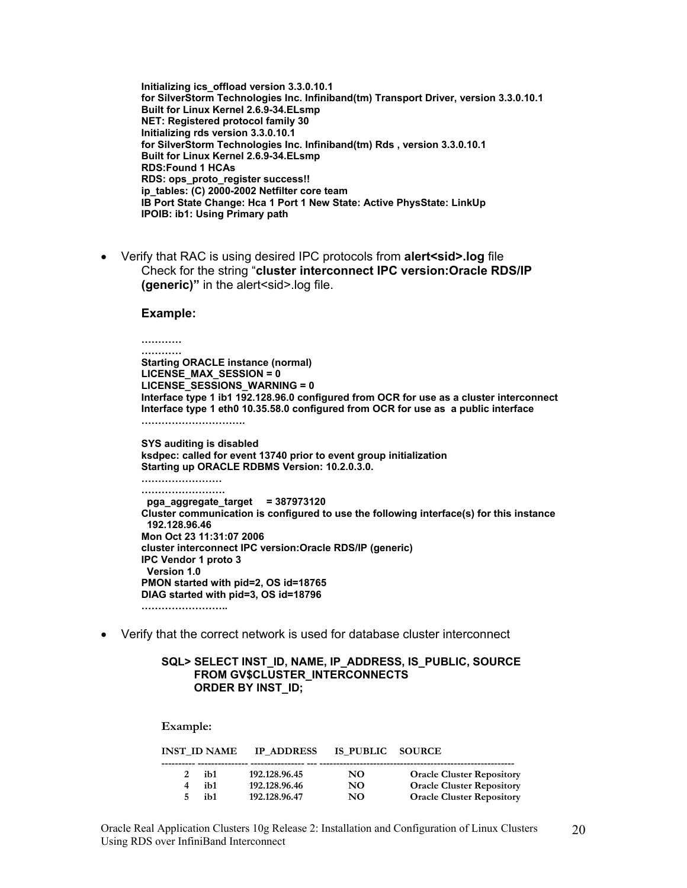```
Initializing ics_offload version 3.3.0.10.1
for SilverStorm Technologies Inc. Infiniband(tm) Transport Driver, version 3.3.0.10.1
Built for Linux Kernel 2.6.9-34.ELsmp
NET: Registered protocol family 30
Initializing rds version 3.3.0.10.1
for SilverStorm Technologies Inc. Infiniband(tm) Rds , version 3.3.0.10.1
Built for Linux Kernel 2.6.9-34.ELsmp
RDS:Found 1 HCAs
RDS: ops_proto_register success!!
ip_tables: (C) 2000-2002 Netfilter core team
IB Port State Change: Hca 1 Port 1 New State: Active PhysState: LinkUp
IPOIB: ib1: Using Primary path
```

- Verify that RAC is using desired IPC protocols from **alert<sid>.log** file
  Check for the string "**cluster interconnect IPC version:Oracle RDS/IP (generic)**" in the alert<sid>.log file.

  **Example:**

```
…………
…………
Starting ORACLE instance (normal)
LICENSE_MAX_SESSION = 0
LICENSE_SESSIONS_WARNING = 0
Interface type 1 ib1 192.128.96.0 configured from OCR for use as a cluster interconnect
Interface type 1 eth0 10.35.58.0 configured from OCR for use as  a public interface
………………………….

SYS auditing is disabled
ksdpec: called for event 13740 prior to event group initialization
Starting up ORACLE RDBMS Version: 10.2.0.3.0.
……………………
……………………
  pga_aggregate_target     = 387973120
Cluster communication is configured to use the following interface(s) for this instance
  192.128.96.46
Mon Oct 23 11:31:07 2006
cluster interconnect IPC version:Oracle RDS/IP (generic)
IPC Vendor 1 proto 3
  Version 1.0
PMON started with pid=2, OS id=18765
DIAG started with pid=3, OS id=18796
……………………..
```

- Verify that the correct network is used for database cluster interconnect

```
SQL> SELECT INST_ID, NAME, IP_ADDRESS, IS_PUBLIC, SOURCE
       FROM GV$CLUSTER_INTERCONNECTS
       ORDER BY INST_ID;
```

**Example:**

| INST_ID | NAME | IP_ADDRESS | IS_PUBLIC | SOURCE |
|---|---|---|---|---|
| 2 | ib1 | 192.128.96.45 | NO | Oracle Cluster Repository |
| 4 | ib1 | 192.128.96.46 | NO | Oracle Cluster Repository |
| 5 | ib1 | 192.128.96.47 | NO | Oracle Cluster Repository |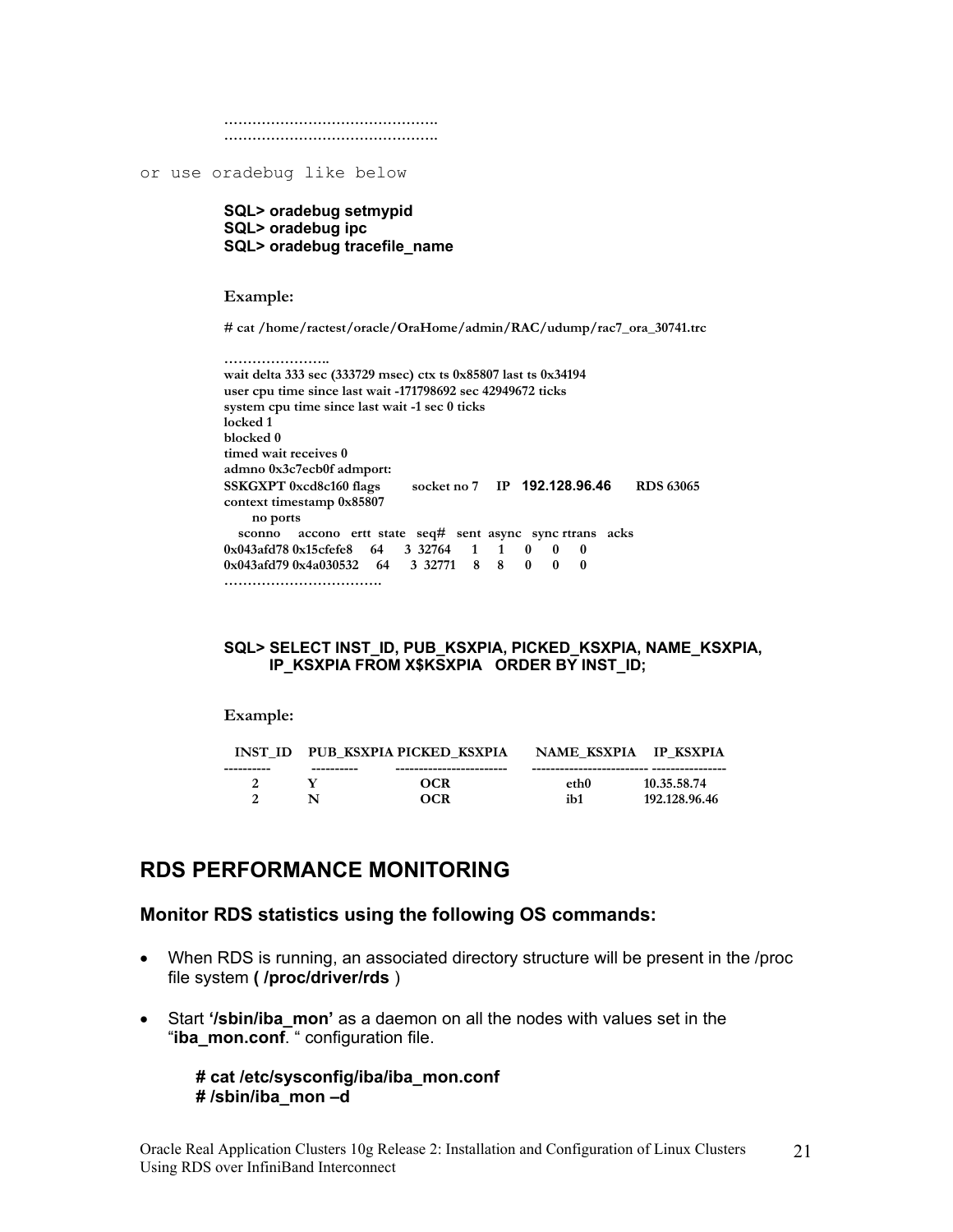```
………………………………………
………………………………………
```

or use oradebug like below

```
SQL> oradebug setmypid
SQL> oradebug ipc
SQL> oradebug tracefile_name
```

**Example:**

```
# cat /home/ractest/oracle/OraHome/admin/RAC/udump/rac7_ora_30741.trc

…………………..
wait delta 333 sec (333729 msec) ctx ts 0x85807 last ts 0x34194
user cpu time since last wait -171798692 sec 42949672 ticks
system cpu time since last wait -1 sec 0 ticks
locked 1
blocked 0
timed wait receives 0
admno 0x3c7ecb0f admport:
SSKGXPT 0xcd8c160 flags        socket no 7    IP  192.128.96.46      RDS 63065
context timestamp 0x85807
      no ports
   sconno     accono   ertt  state   seq#   sent  async   sync rtrans   acks
0x043afd78 0x15cfefe8     64     3  32764     1     1      0      0      0
0x043afd79 0x4a030532     64     3  32771     8     8      0      0      0
…………………………….
```

```
SQL> SELECT INST_ID, PUB_KSXPIA, PICKED_KSXPIA, NAME_KSXPIA,
        IP_KSXPIA FROM X$KSXPIA   ORDER BY INST_ID;
```

**Example:**

| INST_ID | PUB_KSXPIA | PICKED_KSXPIA | NAME_KSXPIA | IP_KSXPIA |
|---|---|---|---|---|
| 2 | Y | OCR | eth0 | 10.35.58.74 |
| 2 | N | OCR | ib1 | 192.128.96.46 |

## RDS PERFORMANCE MONITORING

### Monitor RDS statistics using the following OS commands:

- When RDS is running, an associated directory structure will be present in the /proc file system **( /proc/driver/rds** )
- Start **'/sbin/iba_mon'** as a daemon on all the nodes with values set in the "**iba_mon.conf**. " configuration file.

```
# cat /etc/sysconfig/iba/iba_mon.conf
# /sbin/iba_mon –d
```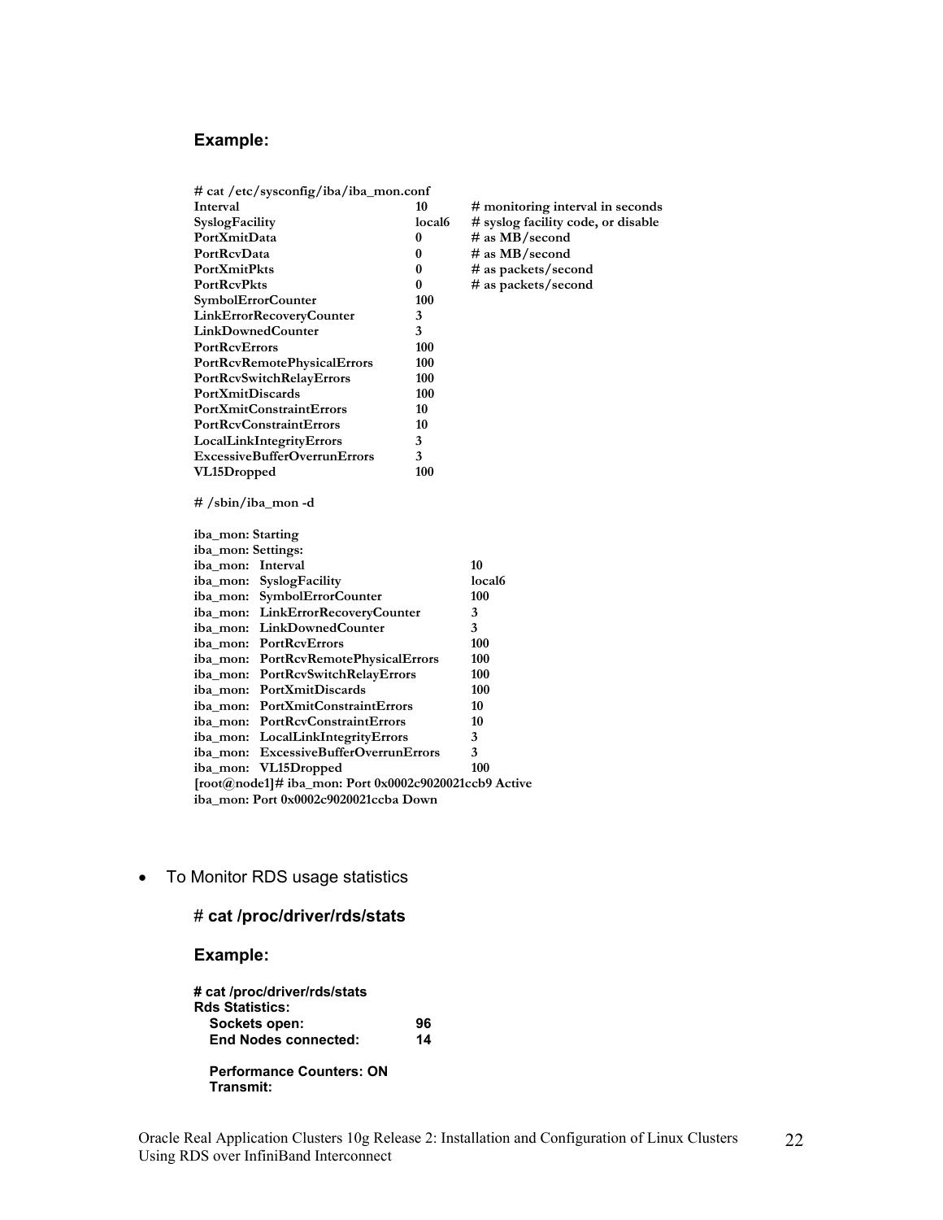**Example:**

```
# cat /etc/sysconfig/iba/iba_mon.conf
Interval                          10        # monitoring interval in seconds
SyslogFacility                    local6    # syslog facility code, or disable
PortXmitData                      0         # as MB/second
PortRcvData                       0         # as MB/second
PortXmitPkts                      0         # as packets/second
PortRcvPkts                       0         # as packets/second
SymbolErrorCounter                100
LinkErrorRecoveryCounter          3
LinkDownedCounter                 3
PortRcvErrors                     100
PortRcvRemotePhysicalErrors       100
PortRcvSwitchRelayErrors          100
PortXmitDiscards                  100
PortXmitConstraintErrors          10
PortRcvConstraintErrors           10
LocalLinkIntegrityErrors          3
ExcessiveBufferOverrunErrors      3
VL15Dropped                       100

# /sbin/iba_mon -d

iba_mon: Starting
iba_mon: Settings:
iba_mon:  Interval                          10
iba_mon:  SyslogFacility                    local6
iba_mon:  SymbolErrorCounter                100
iba_mon:  LinkErrorRecoveryCounter          3
iba_mon:  LinkDownedCounter                 3
iba_mon:  PortRcvErrors                     100
iba_mon:  PortRcvRemotePhysicalErrors       100
iba_mon:  PortRcvSwitchRelayErrors          100
iba_mon:  PortXmitDiscards                  100
iba_mon:  PortXmitConstraintErrors          10
iba_mon:  PortRcvConstraintErrors           10
iba_mon:  LocalLinkIntegrityErrors          3
iba_mon:  ExcessiveBufferOverrunErrors      3
iba_mon:  VL15Dropped                       100
[root@node1]# iba_mon: Port 0x0002c9020021ccb9 Active
iba_mon: Port 0x0002c9020021ccba Down
```

- To Monitor RDS usage statistics

  # **cat /proc/driver/rds/stats**

  **Example:**

```
# cat /proc/driver/rds/stats
Rds Statistics:
  Sockets open:                96
  End Nodes connected:         14

  Performance Counters: ON
  Transmit:
```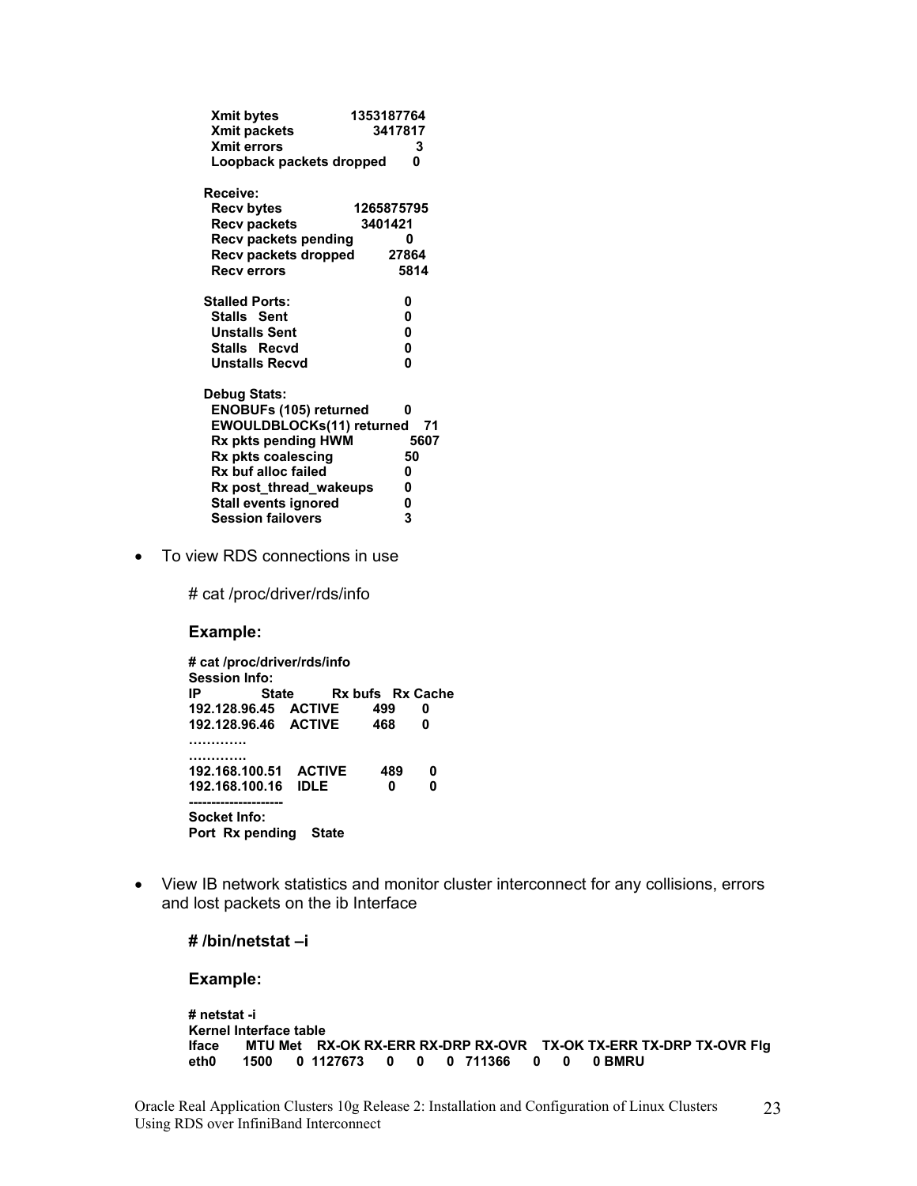```
  Xmit bytes              1353187764
  Xmit packets              3417817
  Xmit errors                     3
  Loopback packets dropped        0

 Receive:
  Recv bytes              1265875795
  Recv packets              3401421
  Recv packets pending            0
  Recv packets dropped        27864
  Recv errors                  5814

 Stalled Ports:                   0
  Stalls   Sent                   0
  Unstalls Sent                   0
  Stalls   Recvd                  0
  Unstalls Recvd                  0

 Debug Stats:
  ENOBUFs (105) returned          0
  EWOULDBLOCKs(11) returned      71
  Rx pkts pending HWM          5607
  Rx pkts coalescing             50
  Rx buf alloc failed             0
  Rx post_thread_wakeups          0
  Stall events ignored            0
  Session failovers               3
```

- To view RDS connections in use

  # cat /proc/driver/rds/info

  **Example:**

```
# cat /proc/driver/rds/info
Session Info:
IP              State       Rx bufs   Rx Cache
192.128.96.45   ACTIVE        499       0
192.128.96.46   ACTIVE        468       0
………….
………….
192.168.100.51  ACTIVE        489       0
192.168.100.16  IDLE            0       0
--------------------
Socket Info:
Port  Rx pending    State
```

- View IB network statistics and monitor cluster interconnect for any collisions, errors and lost packets on the ib Interface

  **# /bin/netstat –i**

  **Example:**

```
# netstat -i
Kernel Interface table
Iface    MTU Met   RX-OK RX-ERR RX-DRP RX-OVR   TX-OK TX-ERR TX-DRP TX-OVR Flg
eth0    1500   0  1127673     0      0      0  711366      0      0      0 BMRU
```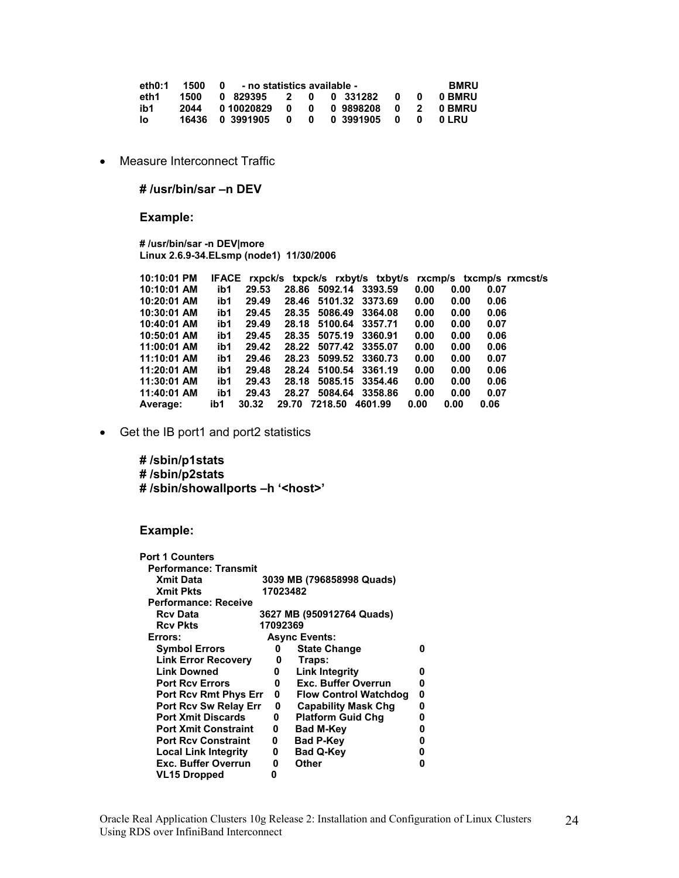```
eth0:1   1500   0    - no statistics available -                      BMRU
eth1     1500   0  829395    2   0    0  331282    0    0    0 BMRU
ib1      2044   0 10020829   0   0    0 9898208    0    2    0 BMRU
lo       16436  0 3991905    0   0    0 3991905    0    0    0 LRU
```

- Measure Interconnect Traffic

  **# /usr/bin/sar –n DEV**

  **Example:**

```
# /usr/bin/sar -n DEV|more
Linux 2.6.9-34.ELsmp (node1)  11/30/2006

10:10:01 PM   IFACE  rxpck/s  txpck/s  rxbyt/s  txbyt/s  rxcmp/s  txcmp/s  rxmcst/s
10:10:01 AM    ib1   29.53    28.86   5092.14  3393.59    0.00     0.00     0.07
10:20:01 AM    ib1   29.49    28.46   5101.32  3373.69    0.00     0.00     0.06
10:30:01 AM    ib1   29.45    28.35   5086.49  3364.08    0.00     0.00     0.06
10:40:01 AM    ib1   29.49    28.18   5100.64  3357.71    0.00     0.00     0.07
10:50:01 AM    ib1   29.45    28.35   5075.19  3360.91    0.00     0.00     0.06
11:00:01 AM    ib1   29.42    28.22   5077.42  3355.07    0.00     0.00     0.06
11:10:01 AM    ib1   29.46    28.23   5099.52  3360.73    0.00     0.00     0.07
11:20:01 AM    ib1   29.48    28.24   5100.54  3361.19    0.00     0.00     0.06
11:30:01 AM    ib1   29.43    28.18   5085.15  3354.46    0.00     0.00     0.06
11:40:01 AM    ib1   29.43    28.27   5084.64  3358.86    0.00     0.00     0.07
Average:       ib1   30.32    29.70   7218.50  4601.99    0.00     0.00     0.06
```

- Get the IB port1 and port2 statistics

  **# /sbin/p1stats**
  **# /sbin/p2stats**
  **# /sbin/showallports –h '<host>'**

  **Example:**

```
Port 1 Counters
  Performance: Transmit
    Xmit Data               3039 MB (796858998 Quads)
    Xmit Pkts               17023482
  Performance: Receive
    Rcv Data                3627 MB (950912764 Quads)
    Rcv Pkts                17092369
  Errors:                     Async Events:
    Symbol Errors           0   State Change            0
    Link Error Recovery     0   Traps:
    Link Downed             0   Link Integrity          0
    Port Rcv Errors         0   Exc. Buffer Overrun     0
    Port Rcv Rmt Phys Err   0   Flow Control Watchdog   0
    Port Rcv Sw Relay Err   0   Capability Mask Chg     0
    Port Xmit Discards      0   Platform Guid Chg       0
    Port Xmit Constraint    0   Bad M-Key               0
    Port Rcv Constraint     0   Bad P-Key               0
    Local Link Integrity    0   Bad Q-Key               0
    Exc. Buffer Overrun     0   Other                   0
    VL15 Dropped            0
```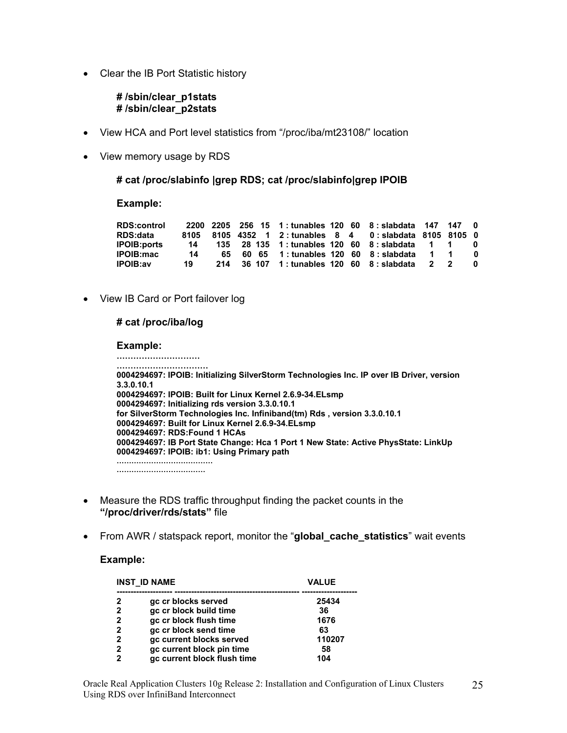- Clear the IB Port Statistic history

```
# /sbin/clear_p1stats
# /sbin/clear_p2stats
```

- View HCA and Port level statistics from "/proc/iba/mt23108/" location

- View memory usage by RDS

```
# cat /proc/slabinfo |grep RDS; cat /proc/slabinfo|grep IPOIB
```

**Example:**

```
RDS:control     2200  2205   256  15   1 : tunables  120  60   8 : slabdata   147   147   0
RDS:data        8105  8105  4352   1   2 : tunables    8   4   0 : slabdata  8105  8105   0
IPOIB:ports       14   135    28 135   1 : tunables  120  60   8 : slabdata     1     1   0
IPOIB:mac         14    65    60  65   1 : tunables  120  60   8 : slabdata     1     1   0
IPOIB:av          19   214    36 107   1 : tunables  120  60   8 : slabdata     2     2   0
```

- View IB Card or Port failover log

```
# cat /proc/iba/log
```

**Example:**

```
..............................
.................................
0004294697: IPOIB: Initializing SilverStorm Technologies Inc. IP over IB Driver, version 3.3.0.10.1
0004294697: IPOIB: Built for Linux Kernel 2.6.9-34.ELsmp
0004294697: Initializing rds version 3.3.0.10.1
for SilverStorm Technologies Inc. Infiniband(tm) Rds , version 3.3.0.10.1
0004294697: Built for Linux Kernel 2.6.9-34.ELsmp
0004294697: RDS:Found 1 HCAs
0004294697: IB Port State Change: Hca 1 Port 1 New State: Active PhysState: LinkUp
0004294697: IPOIB: ib1: Using Primary path
.......................................
....................................
```

- Measure the RDS traffic throughput finding the packet counts in the **"/proc/driver/rds/stats"** file

- From AWR / statspack report, monitor the "**global_cache_statistics**" wait events

**Example:**

```
INST_ID NAME                                              VALUE
-------------------- -------------------------------------------- --------------------
2        gc cr blocks served                              25434
2        gc cr block build time                           36
2        gc cr block flush time                           1676
2        gc cr block send time                            63
2        gc current blocks served                         110207
2        gc current block pin time                        58
2        gc current block flush time                      104
```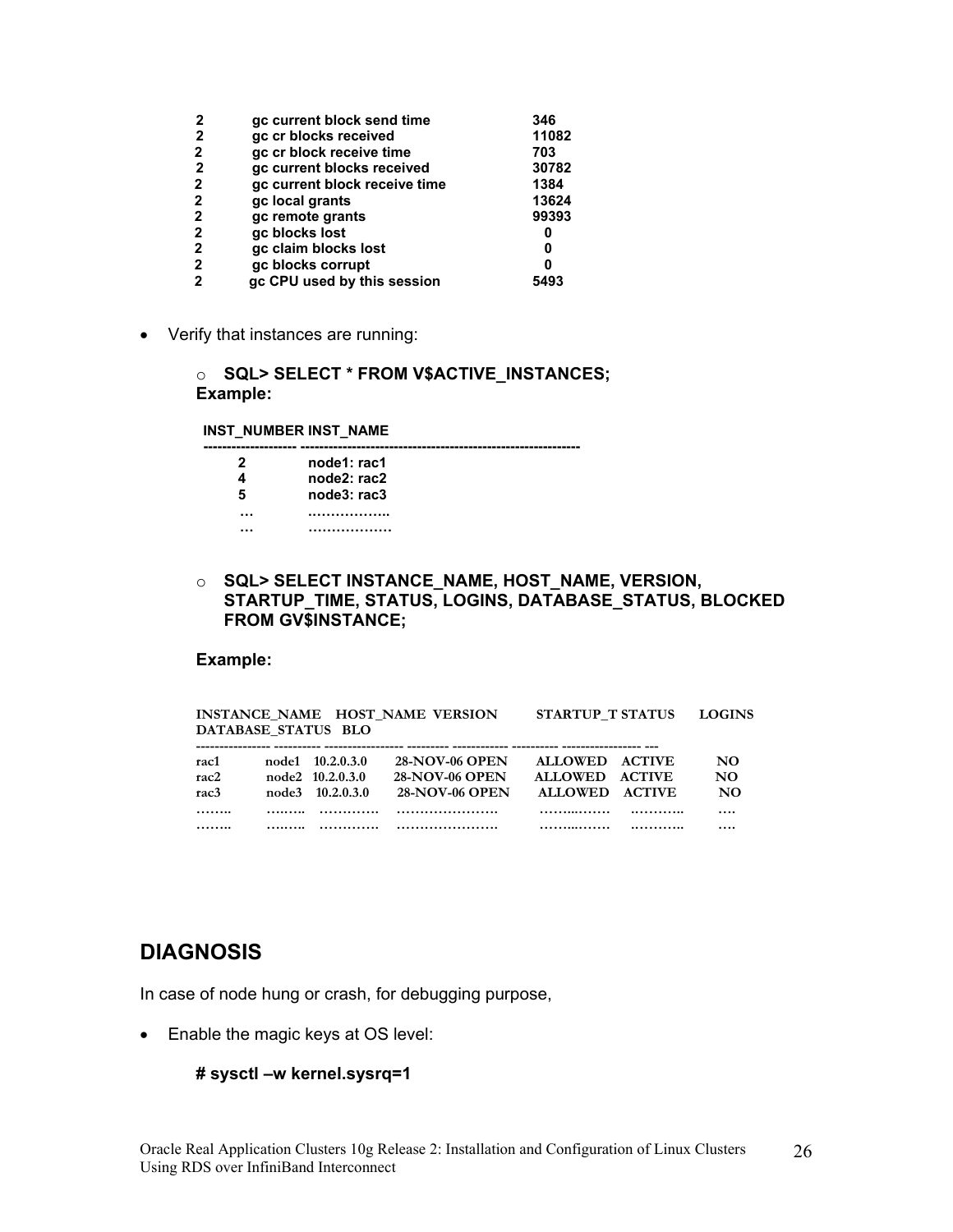| | | |
|---|---|---|
| 2 | gc current block send time | 346 |
| 2 | gc cr blocks received | 11082 |
| 2 | gc cr block receive time | 703 |
| 2 | gc current blocks received | 30782 |
| 2 | gc current block receive time | 1384 |
| 2 | gc local grants | 13624 |
| 2 | gc remote grants | 99393 |
| 2 | gc blocks lost | 0 |
| 2 | gc claim blocks lost | 0 |
| 2 | gc blocks corrupt | 0 |
| 2 | gc CPU used by this session | 5493 |

- Verify that instances are running:
    - **SQL> SELECT * FROM V$ACTIVE_INSTANCES;**

**Example:**

```
INST_NUMBER INST_NAME
------------------- ------------------------------------------------------------
     2          node1: rac1
     4          node2: rac2
     5          node3: rac3
     …          ……………..
     …          ………………
```

- **SQL> SELECT INSTANCE_NAME, HOST_NAME, VERSION, STARTUP_TIME, STATUS, LOGINS, DATABASE_STATUS, BLOCKED FROM GV$INSTANCE;**

**Example:**

```
INSTANCE_NAME    HOST_NAME  VERSION         STARTUP_T STATUS      LOGINS
DATABASE_STATUS   BLO
---------------- ---------- ----------------- --------- ----------- ---------- ----------------- ---
rac1         node1    10.2.0.3.0      28-NOV-06 OPEN      ALLOWED    ACTIVE         NO
rac2         node2   10.2.0.3.0      28-NOV-06 OPEN      ALLOWED    ACTIVE         NO
rac3         node3    10.2.0.3.0      28-NOV-06 OPEN      ALLOWED    ACTIVE         NO
……..         ……..    ………….      ………………….      ……...…….     ………..        ….
……..         ……..    ………….      ………………….      ……...…….     ………..        ….
```

## DIAGNOSIS

In case of node hung or crash, for debugging purpose,

- Enable the magic keys at OS level:

**# sysctl –w kernel.sysrq=1**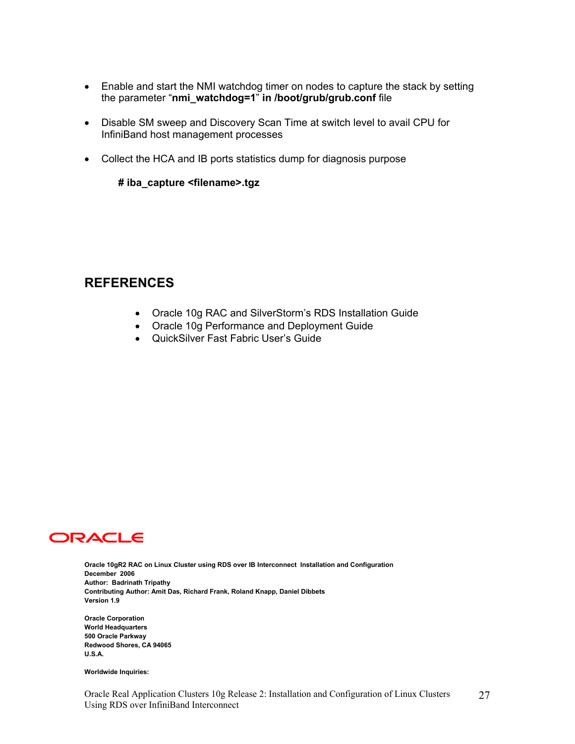- Enable and start the NMI watchdog timer on nodes to capture the stack by setting the parameter "**nmi_watchdog=1**" **in /boot/grub/grub.conf** file

- Disable SM sweep and Discovery Scan Time at switch level to avail CPU for InfiniBand host management processes

- Collect the HCA and IB ports statistics dump for diagnosis purpose

  **# iba_capture <filename>.tgz**

## REFERENCES

- Oracle 10g RAC and SilverStorm's RDS Installation Guide
- Oracle 10g Performance and Deployment Guide
- QuickSilver Fast Fabric User's Guide

ORACLE

**Oracle 10gR2 RAC on Linux Cluster using RDS over IB Interconnect Installation and Configuration**
**December 2006**
**Author: Badrinath Tripathy**
**Contributing Author: Amit Das, Richard Frank, Roland Knapp, Daniel Dibbets**
**Version 1.9**

**Oracle Corporation**
**World Headquarters**
**500 Oracle Parkway**
**Redwood Shores, CA 94065**
**U.S.A.**

**Worldwide Inquiries:**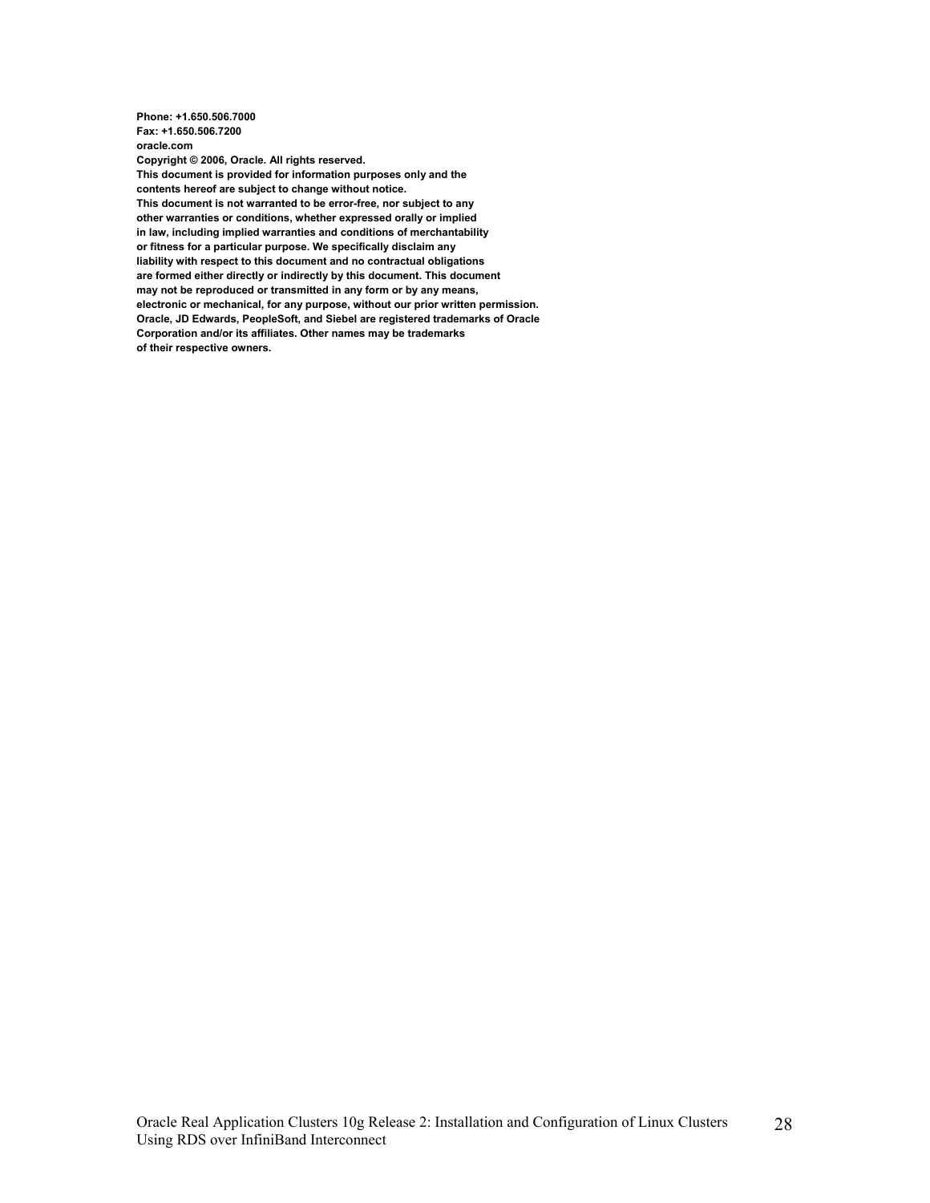**Phone: +1.650.506.7000**
**Fax: +1.650.506.7200**
**oracle.com**
**Copyright © 2006, Oracle. All rights reserved.**
**This document is provided for information purposes only and the contents hereof are subject to change without notice.**
**This document is not warranted to be error-free, nor subject to any other warranties or conditions, whether expressed orally or implied in law, including implied warranties and conditions of merchantability or fitness for a particular purpose. We specifically disclaim any liability with respect to this document and no contractual obligations are formed either directly or indirectly by this document. This document may not be reproduced or transmitted in any form or by any means, electronic or mechanical, for any purpose, without our prior written permission.**
**Oracle, JD Edwards, PeopleSoft, and Siebel are registered trademarks of Oracle Corporation and/or its affiliates. Other names may be trademarks of their respective owners.**